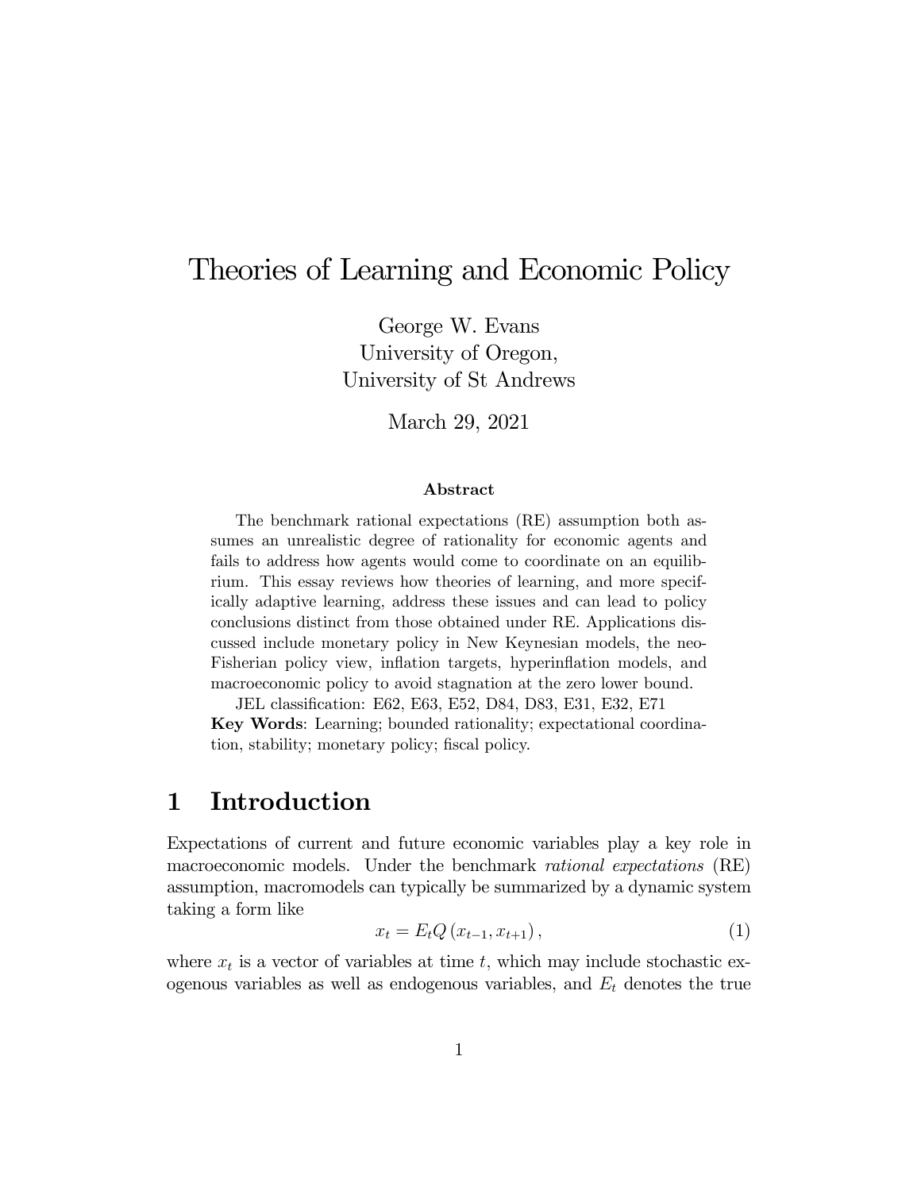# Theories of Learning and Economic Policy

George W. Evans
University of Oregon,
University of St Andrews

March 29, 2021

**Abstract**

The benchmark rational expectations (RE) assumption both assumes an unrealistic degree of rationality for economic agents and fails to address how agents would come to coordinate on an equilibrium. This essay reviews how theories of learning, and more specifically adaptive learning, address these issues and can lead to policy conclusions distinct from those obtained under RE. Applications discussed include monetary policy in New Keynesian models, the neo-Fisherian policy view, inflation targets, hyperinflation models, and macroeconomic policy to avoid stagnation at the zero lower bound.

JEL classification: E62, E63, E52, D84, D83, E31, E32, E71

**Key Words**: Learning; bounded rationality; expectational coordination, stability; monetary policy; fiscal policy.

## 1 Introduction

Expectations of current and future economic variables play a key role in macroeconomic models. Under the benchmark *rational expectations* (RE) assumption, macromodels can typically be summarized by a dynamic system taking a form like

$$x_t = E_t Q\left(x_{t-1}, x_{t+1}\right), \tag{1}$$

where $x_t$ is a vector of variables at time $t$, which may include stochastic exogenous variables as well as endogenous variables, and $E_t$ denotes the true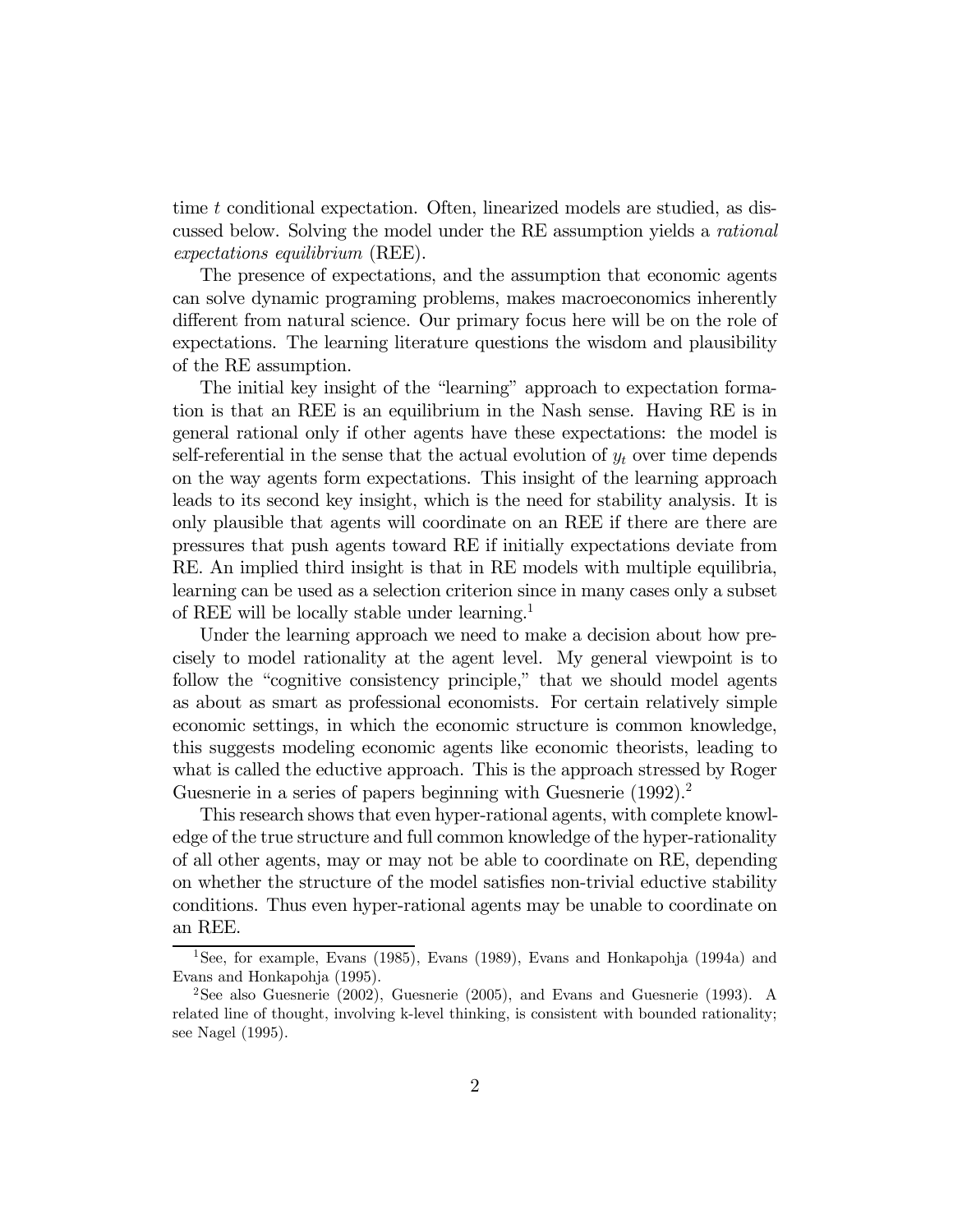time $t$ conditional expectation. Often, linearized models are studied, as discussed below. Solving the model under the RE assumption yields a *rational expectations equilibrium* (REE).

The presence of expectations, and the assumption that economic agents can solve dynamic programing problems, makes macroeconomics inherently different from natural science. Our primary focus here will be on the role of expectations. The learning literature questions the wisdom and plausibility of the RE assumption.

The initial key insight of the "learning" approach to expectation formation is that an REE is an equilibrium in the Nash sense. Having RE is in general rational only if other agents have these expectations: the model is self-referential in the sense that the actual evolution of $y_t$ over time depends on the way agents form expectations. This insight of the learning approach leads to its second key insight, which is the need for stability analysis. It is only plausible that agents will coordinate on an REE if there are there are pressures that push agents toward RE if initially expectations deviate from RE. An implied third insight is that in RE models with multiple equilibria, learning can be used as a selection criterion since in many cases only a subset of REE will be locally stable under learning.[1]

Under the learning approach we need to make a decision about how precisely to model rationality at the agent level. My general viewpoint is to follow the "cognitive consistency principle," that we should model agents as about as smart as professional economists. For certain relatively simple economic settings, in which the economic structure is common knowledge, this suggests modeling economic agents like economic theorists, leading to what is called the eductive approach. This is the approach stressed by Roger Guesnerie in a series of papers beginning with Guesnerie (1992).[2]

This research shows that even hyper-rational agents, with complete knowledge of the true structure and full common knowledge of the hyper-rationality of all other agents, may or may not be able to coordinate on RE, depending on whether the structure of the model satisfies non-trivial eductive stability conditions. Thus even hyper-rational agents may be unable to coordinate on an REE.

[1] See, for example, Evans (1985), Evans (1989), Evans and Honkapohja (1994a) and Evans and Honkapohja (1995).

[2] See also Guesnerie (2002), Guesnerie (2005), and Evans and Guesnerie (1993). A related line of thought, involving k-level thinking, is consistent with bounded rationality; see Nagel (1995).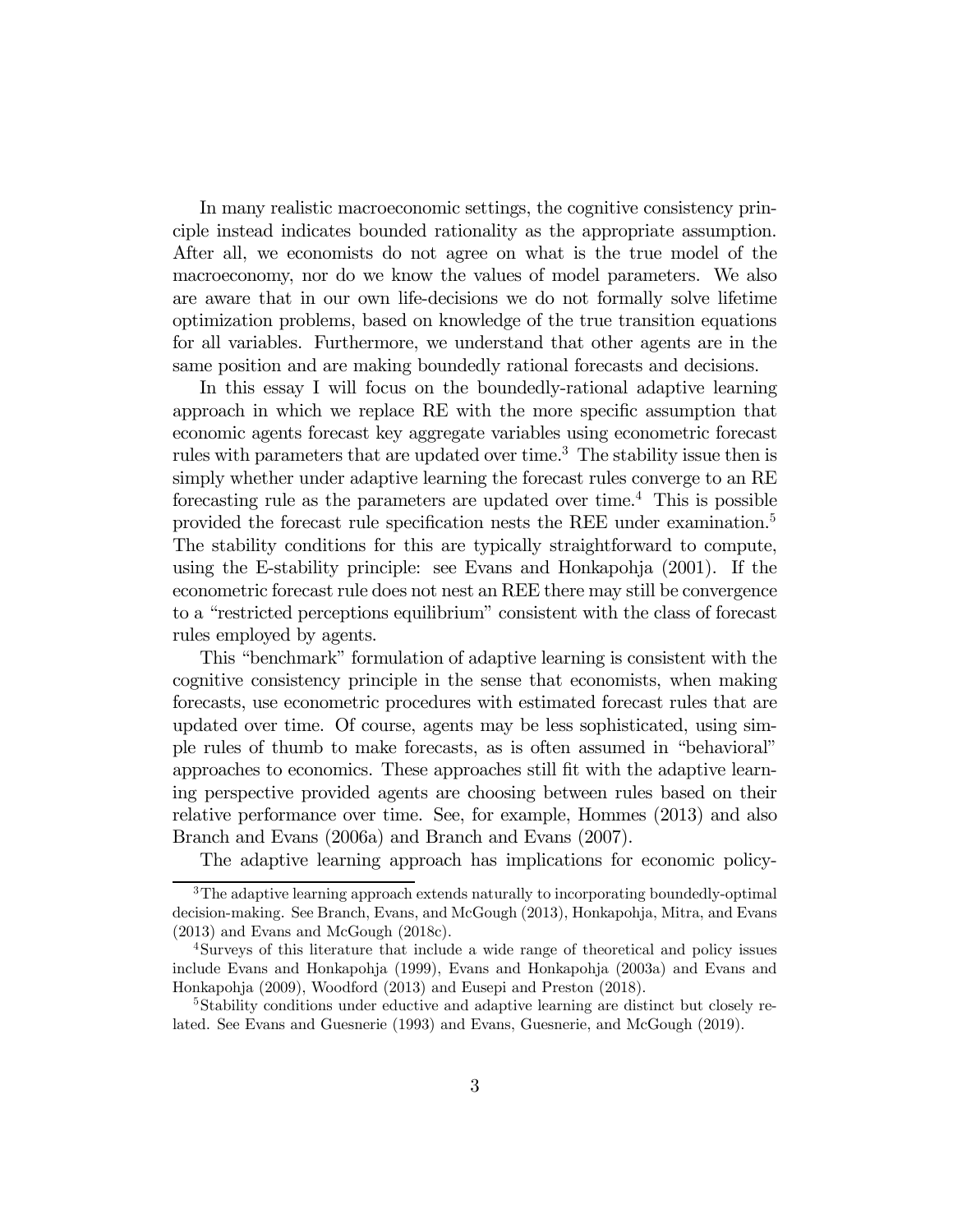In many realistic macroeconomic settings, the cognitive consistency principle instead indicates bounded rationality as the appropriate assumption. After all, we economists do not agree on what is the true model of the macroeconomy, nor do we know the values of model parameters. We also are aware that in our own life-decisions we do not formally solve lifetime optimization problems, based on knowledge of the true transition equations for all variables. Furthermore, we understand that other agents are in the same position and are making boundedly rational forecasts and decisions.

In this essay I will focus on the boundedly-rational adaptive learning approach in which we replace RE with the more specific assumption that economic agents forecast key aggregate variables using econometric forecast rules with parameters that are updated over time.[3] The stability issue then is simply whether under adaptive learning the forecast rules converge to an RE forecasting rule as the parameters are updated over time.[4] This is possible provided the forecast rule specification nests the REE under examination.[5] The stability conditions for this are typically straightforward to compute, using the E-stability principle: see Evans and Honkapohja (2001). If the econometric forecast rule does not nest an REE there may still be convergence to a "restricted perceptions equilibrium" consistent with the class of forecast rules employed by agents.

This "benchmark" formulation of adaptive learning is consistent with the cognitive consistency principle in the sense that economists, when making forecasts, use econometric procedures with estimated forecast rules that are updated over time. Of course, agents may be less sophisticated, using simple rules of thumb to make forecasts, as is often assumed in "behavioral" approaches to economics. These approaches still fit with the adaptive learning perspective provided agents are choosing between rules based on their relative performance over time. See, for example, Hommes (2013) and also Branch and Evans (2006a) and Branch and Evans (2007).

The adaptive learning approach has implications for economic policy-

---

[3] The adaptive learning approach extends naturally to incorporating boundedly-optimal decision-making. See Branch, Evans, and McGough (2013), Honkapohja, Mitra, and Evans (2013) and Evans and McGough (2018c).

[4] Surveys of this literature that include a wide range of theoretical and policy issues include Evans and Honkapohja (1999), Evans and Honkapohja (2003a) and Evans and Honkapohja (2009), Woodford (2013) and Eusepi and Preston (2018).

[5] Stability conditions under eductive and adaptive learning are distinct but closely related. See Evans and Guesnerie (1993) and Evans, Guesnerie, and McGough (2019).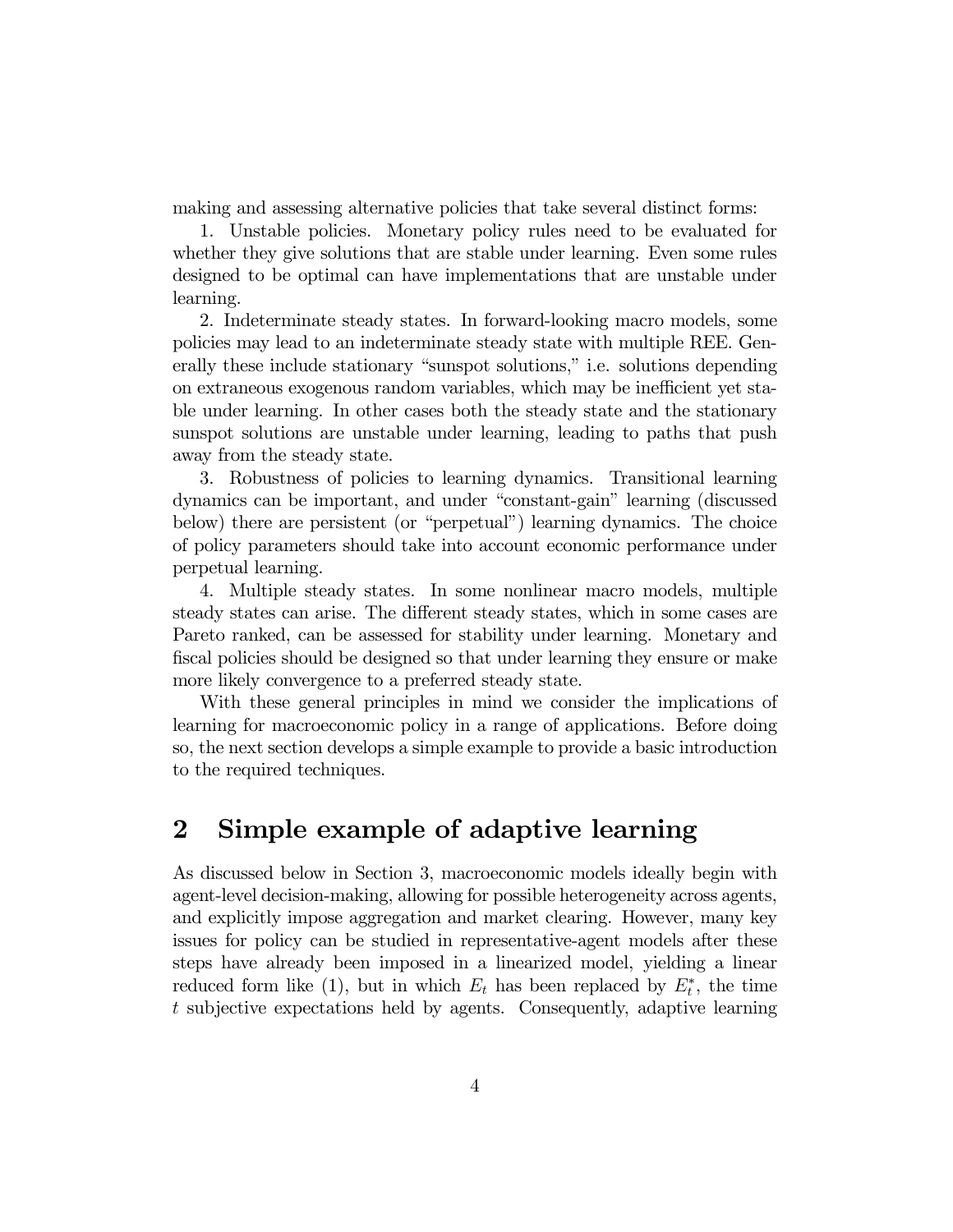making and assessing alternative policies that take several distinct forms:

1. Unstable policies. Monetary policy rules need to be evaluated for whether they give solutions that are stable under learning. Even some rules designed to be optimal can have implementations that are unstable under learning.

2. Indeterminate steady states. In forward-looking macro models, some policies may lead to an indeterminate steady state with multiple REE. Generally these include stationary "sunspot solutions," i.e. solutions depending on extraneous exogenous random variables, which may be inefficient yet stable under learning. In other cases both the steady state and the stationary sunspot solutions are unstable under learning, leading to paths that push away from the steady state.

3. Robustness of policies to learning dynamics. Transitional learning dynamics can be important, and under "constant-gain" learning (discussed below) there are persistent (or "perpetual") learning dynamics. The choice of policy parameters should take into account economic performance under perpetual learning.

4. Multiple steady states. In some nonlinear macro models, multiple steady states can arise. The different steady states, which in some cases are Pareto ranked, can be assessed for stability under learning. Monetary and fiscal policies should be designed so that under learning they ensure or make more likely convergence to a preferred steady state.

With these general principles in mind we consider the implications of learning for macroeconomic policy in a range of applications. Before doing so, the next section develops a simple example to provide a basic introduction to the required techniques.

## 2 Simple example of adaptive learning

As discussed below in Section 3, macroeconomic models ideally begin with agent-level decision-making, allowing for possible heterogeneity across agents, and explicitly impose aggregation and market clearing. However, many key issues for policy can be studied in representative-agent models after these steps have already been imposed in a linearized model, yielding a linear reduced form like (1), but in which $E_t$ has been replaced by $E_t^*$, the time $t$ subjective expectations held by agents. Consequently, adaptive learning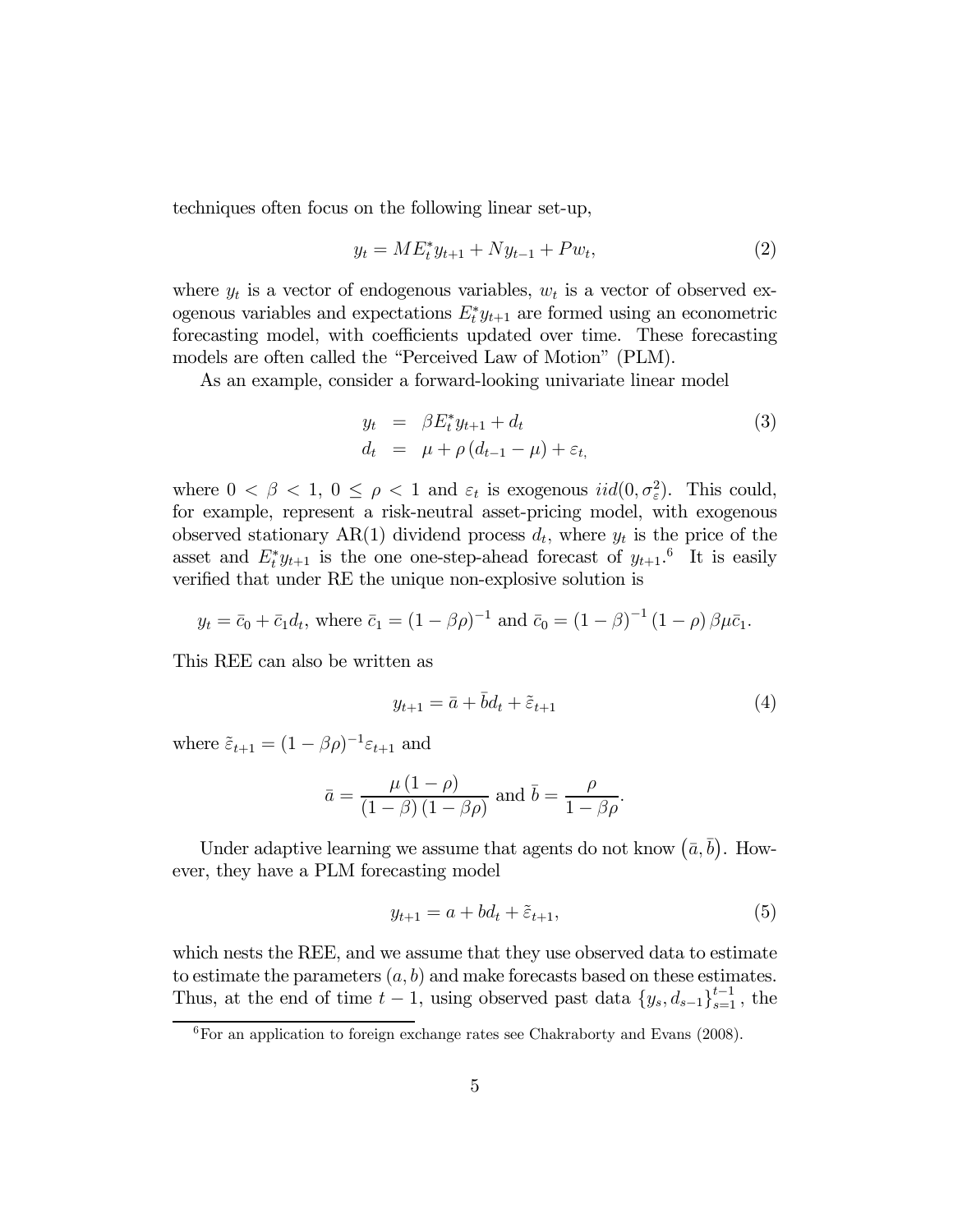techniques often focus on the following linear set-up,

$$y_t = ME_t^* y_{t+1} + Ny_{t-1} + Pw_t, \tag{2}$$

where $y_t$ is a vector of endogenous variables, $w_t$ is a vector of observed exogenous variables and expectations $E_t^* y_{t+1}$ are formed using an econometric forecasting model, with coefficients updated over time. These forecasting models are often called the "Perceived Law of Motion" (PLM).

As an example, consider a forward-looking univariate linear model

$$\begin{aligned} y_t &= \beta E_t^* y_{t+1} + d_t \\ d_t &= \mu + \rho\left(d_{t-1} - \mu\right) + \varepsilon_t, \end{aligned} \tag{3}$$

where $0 < \beta < 1$, $0 \leq \rho < 1$ and $\varepsilon_t$ is exogenous $iid(0, \sigma_\varepsilon^2)$. This could, for example, represent a risk-neutral asset-pricing model, with exogenous observed stationary AR(1) dividend process $d_t$, where $y_t$ is the price of the asset and $E_t^* y_{t+1}$ is the one one-step-ahead forecast of $y_{t+1}$.[6] It is easily verified that under RE the unique non-explosive solution is

$$y_t = \bar{c}_0 + \bar{c}_1 d_t, \text{ where } \bar{c}_1 = (1 - \beta\rho)^{-1} \text{ and } \bar{c}_0 = (1 - \beta)^{-1}(1 - \rho)\beta\mu\bar{c}_1.$$

This REE can also be written as

$$y_{t+1} = \bar{a} + \bar{b} d_t + \tilde{\varepsilon}_{t+1} \tag{4}$$

where $\tilde{\varepsilon}_{t+1} = (1 - \beta\rho)^{-1}\varepsilon_{t+1}$ and

$$\bar{a} = \frac{\mu(1-\rho)}{(1-\beta)(1-\beta\rho)} \text{ and } \bar{b} = \frac{\rho}{1 - \beta\rho}.$$

Under adaptive learning we assume that agents do not know $(\bar{a}, \bar{b})$. However, they have a PLM forecasting model

$$y_{t+1} = a + bd_t + \tilde{\varepsilon}_{t+1}, \tag{5}$$

which nests the REE, and we assume that they use observed data to estimate to estimate the parameters $(a, b)$ and make forecasts based on these estimates. Thus, at the end of time $t-1$, using observed past data $\{y_s, d_{s-1}\}_{s=1}^{t-1}$, the

[6] For an application to foreign exchange rates see Chakraborty and Evans (2008).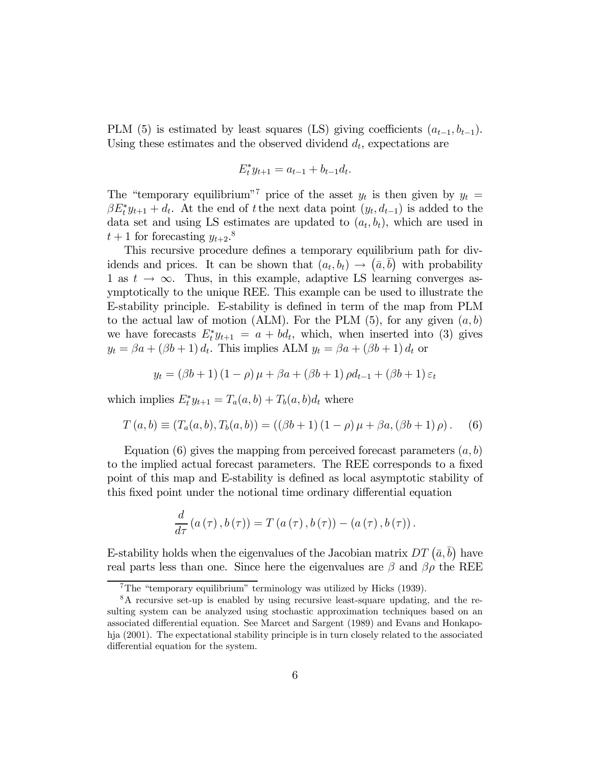PLM (5) is estimated by least squares (LS) giving coefficients $(a_{t-1}, b_{t-1})$. Using these estimates and the observed dividend $d_t$, expectations are

$$E_t^* y_{t+1} = a_{t-1} + b_{t-1} d_t.$$

The "temporary equilibrium"[7] price of the asset $y_t$ is then given by $y_t = \beta E_t^* y_{t+1} + d_t$. At the end of $t$ the next data point $(y_t, d_{t-1})$ is added to the data set and using LS estimates are updated to $(a_t, b_t)$, which are used in $t+1$ for forecasting $y_{t+2}$.[8]

This recursive procedure defines a temporary equilibrium path for dividends and prices. It can be shown that $(a_t, b_t) \to (\bar{a}, \bar{b})$ with probability 1 as $t \to \infty$. Thus, in this example, adaptive LS learning converges asymptotically to the unique REE. This example can be used to illustrate the E-stability principle. E-stability is defined in term of the map from PLM to the actual law of motion (ALM). For the PLM (5), for any given $(a, b)$ we have forecasts $E_t^* y_{t+1} = a + b d_t$, which, when inserted into (3) gives $y_t = \beta a + (\beta b + 1) d_t$. This implies ALM $y_t = \beta a + (\beta b + 1) d_t$ or

$$y_t = (\beta b + 1)(1 - \rho)\mu + \beta a + (\beta b + 1)\rho d_{t-1} + (\beta b + 1)\varepsilon_t$$

which implies $E_t^* y_{t+1} = T_a(a, b) + T_b(a, b) d_t$ where

$$T(a, b) \equiv (T_a(a, b), T_b(a, b)) = ((\beta b + 1)(1 - \rho)\mu + \beta a, (\beta b + 1)\rho). \quad (6)$$

Equation (6) gives the mapping from perceived forecast parameters $(a, b)$ to the implied actual forecast parameters. The REE corresponds to a fixed point of this map and E-stability is defined as local asymptotic stability of this fixed point under the notional time ordinary differential equation

$$\frac{d}{d\tau}(a(\tau), b(\tau)) = T(a(\tau), b(\tau)) - (a(\tau), b(\tau)).$$

E-stability holds when the eigenvalues of the Jacobian matrix $DT(\bar{a}, \bar{b})$ have real parts less than one. Since here the eigenvalues are $\beta$ and $\beta\rho$ the REE

[7] The "temporary equilibrium" terminology was utilized by Hicks (1939).

[8] A recursive set-up is enabled by using recursive least-square updating, and the resulting system can be analyzed using stochastic approximation techniques based on an associated differential equation. See Marcet and Sargent (1989) and Evans and Honkapohja (2001). The expectational stability principle is in turn closely related to the associated differential equation for the system.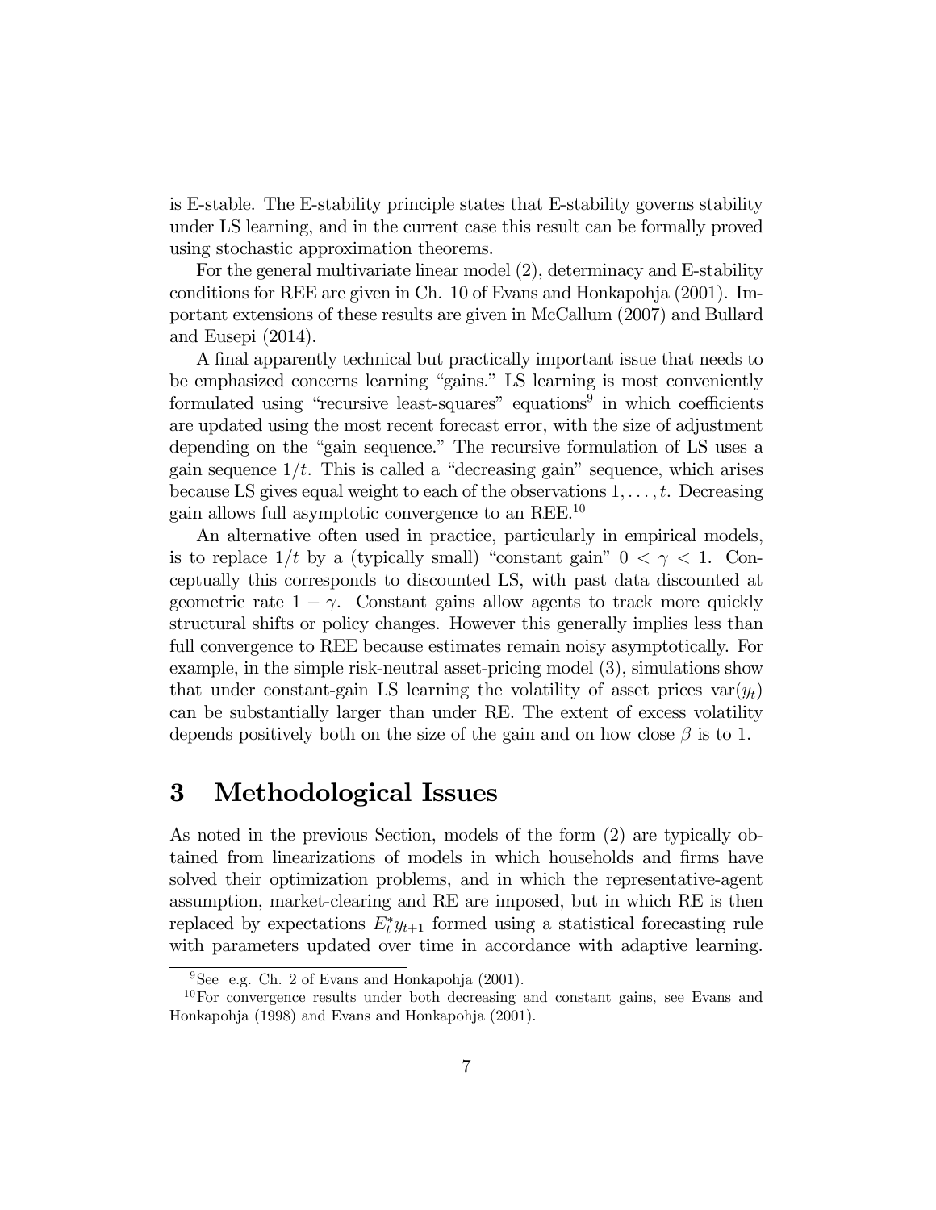is E-stable. The E-stability principle states that E-stability governs stability under LS learning, and in the current case this result can be formally proved using stochastic approximation theorems.

For the general multivariate linear model (2), determinacy and E-stability conditions for REE are given in Ch. 10 of Evans and Honkapohja (2001). Important extensions of these results are given in McCallum (2007) and Bullard and Eusepi (2014).

A final apparently technical but practically important issue that needs to be emphasized concerns learning "gains." LS learning is most conveniently formulated using "recursive least-squares" equations[9] in which coefficients are updated using the most recent forecast error, with the size of adjustment depending on the "gain sequence." The recursive formulation of LS uses a gain sequence $1/t$. This is called a "decreasing gain" sequence, which arises because LS gives equal weight to each of the observations $1, \ldots, t$. Decreasing gain allows full asymptotic convergence to an REE.[10]

An alternative often used in practice, particularly in empirical models, is to replace $1/t$ by a (typically small) "constant gain" $0 < \gamma < 1$. Conceptually this corresponds to discounted LS, with past data discounted at geometric rate $1 - \gamma$. Constant gains allow agents to track more quickly structural shifts or policy changes. However this generally implies less than full convergence to REE because estimates remain noisy asymptotically. For example, in the simple risk-neutral asset-pricing model (3), simulations show that under constant-gain LS learning the volatility of asset prices $\text{var}(y_t)$ can be substantially larger than under RE. The extent of excess volatility depends positively both on the size of the gain and on how close $\beta$ is to 1.

# 3 Methodological Issues

As noted in the previous Section, models of the form (2) are typically obtained from linearizations of models in which households and firms have solved their optimization problems, and in which the representative-agent assumption, market-clearing and RE are imposed, but in which RE is then replaced by expectations $E_t^* y_{t+1}$ formed using a statistical forecasting rule with parameters updated over time in accordance with adaptive learning.

[9] See e.g. Ch. 2 of Evans and Honkapohja (2001).

[10] For convergence results under both decreasing and constant gains, see Evans and Honkapohja (1998) and Evans and Honkapohja (2001).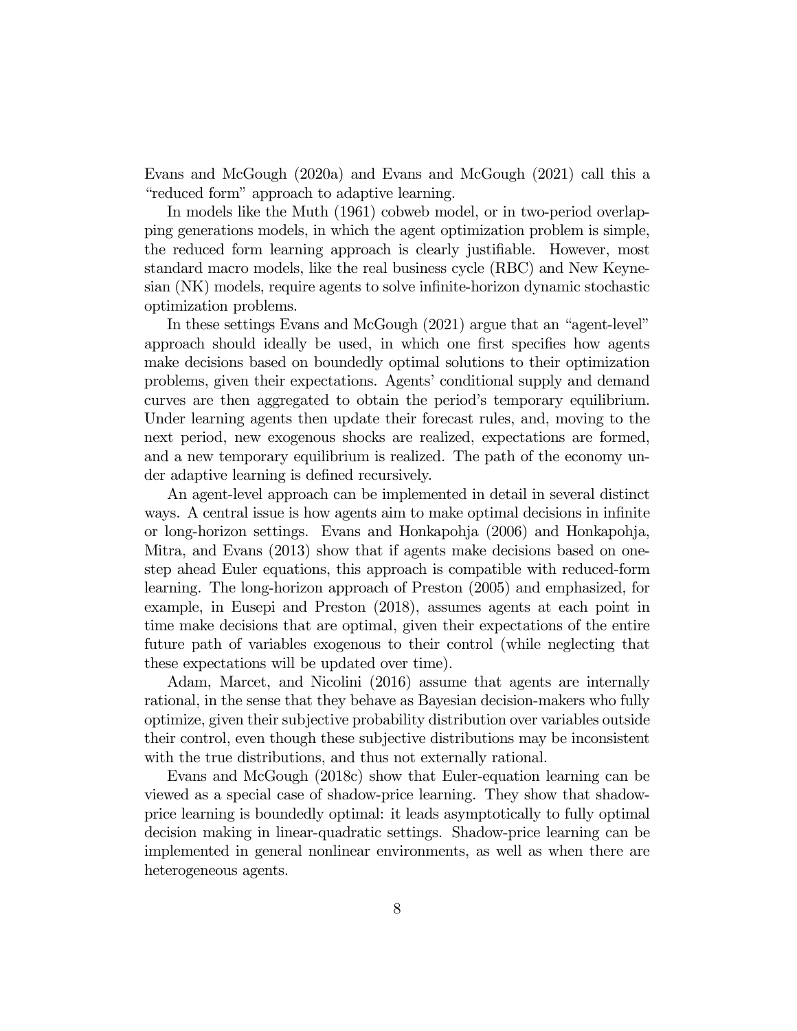Evans and McGough (2020a) and Evans and McGough (2021) call this a "reduced form" approach to adaptive learning.

In models like the Muth (1961) cobweb model, or in two-period overlapping generations models, in which the agent optimization problem is simple, the reduced form learning approach is clearly justifiable. However, most standard macro models, like the real business cycle (RBC) and New Keynesian (NK) models, require agents to solve infinite-horizon dynamic stochastic optimization problems.

In these settings Evans and McGough (2021) argue that an "agent-level" approach should ideally be used, in which one first specifies how agents make decisions based on boundedly optimal solutions to their optimization problems, given their expectations. Agents' conditional supply and demand curves are then aggregated to obtain the period's temporary equilibrium. Under learning agents then update their forecast rules, and, moving to the next period, new exogenous shocks are realized, expectations are formed, and a new temporary equilibrium is realized. The path of the economy under adaptive learning is defined recursively.

An agent-level approach can be implemented in detail in several distinct ways. A central issue is how agents aim to make optimal decisions in infinite or long-horizon settings. Evans and Honkapohja (2006) and Honkapohja, Mitra, and Evans (2013) show that if agents make decisions based on one-step ahead Euler equations, this approach is compatible with reduced-form learning. The long-horizon approach of Preston (2005) and emphasized, for example, in Eusepi and Preston (2018), assumes agents at each point in time make decisions that are optimal, given their expectations of the entire future path of variables exogenous to their control (while neglecting that these expectations will be updated over time).

Adam, Marcet, and Nicolini (2016) assume that agents are internally rational, in the sense that they behave as Bayesian decision-makers who fully optimize, given their subjective probability distribution over variables outside their control, even though these subjective distributions may be inconsistent with the true distributions, and thus not externally rational.

Evans and McGough (2018c) show that Euler-equation learning can be viewed as a special case of shadow-price learning. They show that shadow-price learning is boundedly optimal: it leads asymptotically to fully optimal decision making in linear-quadratic settings. Shadow-price learning can be implemented in general nonlinear environments, as well as when there are heterogeneous agents.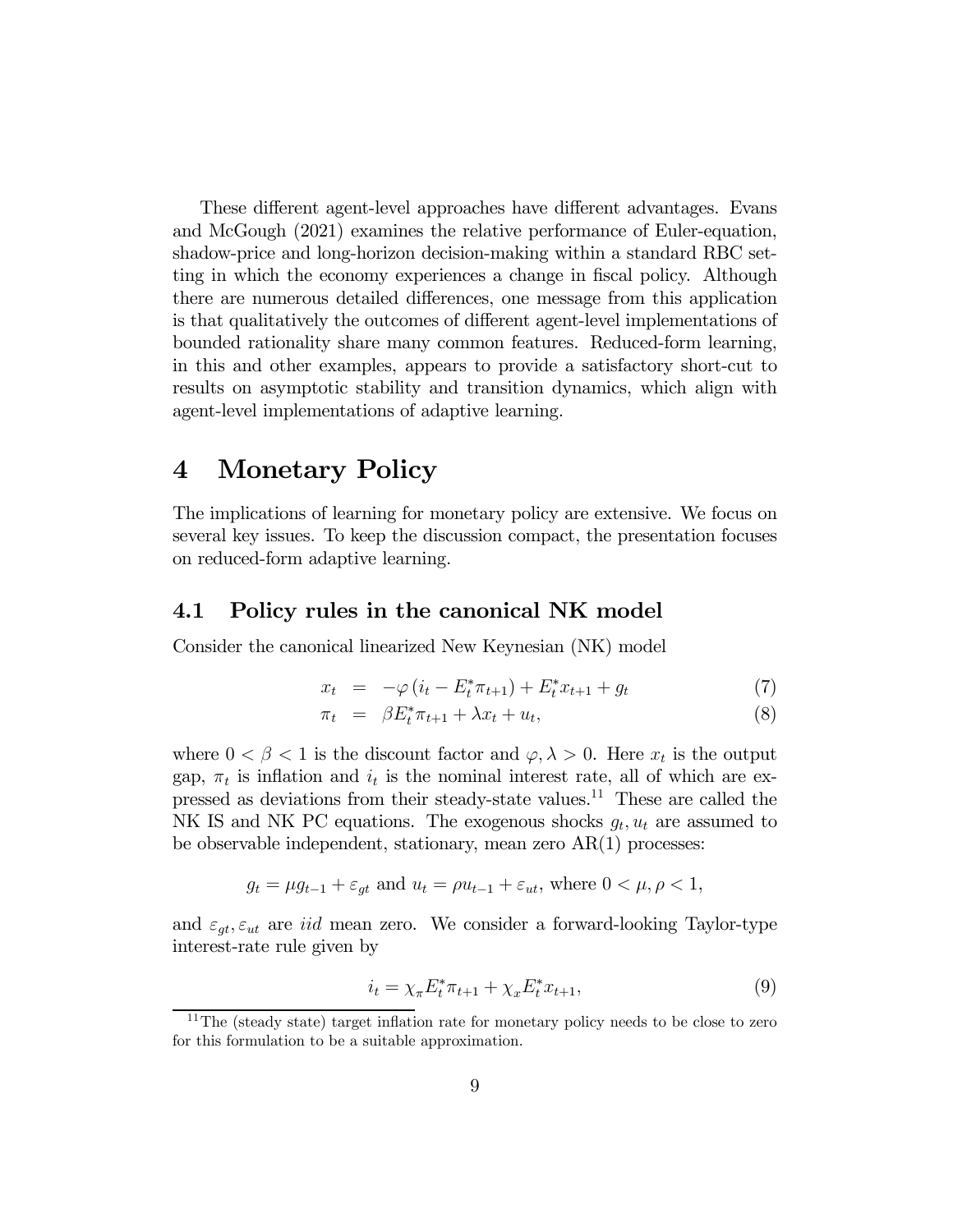These different agent-level approaches have different advantages. Evans and McGough (2021) examines the relative performance of Euler-equation, shadow-price and long-horizon decision-making within a standard RBC setting in which the economy experiences a change in fiscal policy. Although there are numerous detailed differences, one message from this application is that qualitatively the outcomes of different agent-level implementations of bounded rationality share many common features. Reduced-form learning, in this and other examples, appears to provide a satisfactory short-cut to results on asymptotic stability and transition dynamics, which align with agent-level implementations of adaptive learning.

# 4 Monetary Policy

The implications of learning for monetary policy are extensive. We focus on several key issues. To keep the discussion compact, the presentation focuses on reduced-form adaptive learning.

## 4.1 Policy rules in the canonical NK model

Consider the canonical linearized New Keynesian (NK) model

$$x_t = -\varphi\left(i_t - E_t^* \pi_{t+1}\right) + E_t^* x_{t+1} + g_t \tag{7}$$

$$\pi_t = \beta E_t^* \pi_{t+1} + \lambda x_t + u_t, \tag{8}$$

where $0 < \beta < 1$ is the discount factor and $\varphi, \lambda > 0$. Here $x_t$ is the output gap, $\pi_t$ is inflation and $i_t$ is the nominal interest rate, all of which are expressed as deviations from their steady-state values.[11] These are called the NK IS and NK PC equations. The exogenous shocks $g_t, u_t$ are assumed to be observable independent, stationary, mean zero AR(1) processes:

$$g_t = \mu g_{t-1} + \varepsilon_{gt} \text{ and } u_t = \rho u_{t-1} + \varepsilon_{ut}, \text{ where } 0 < \mu, \rho < 1,$$

and $\varepsilon_{gt}, \varepsilon_{ut}$ are *iid* mean zero. We consider a forward-looking Taylor-type interest-rate rule given by

$$i_t = \chi_\pi E_t^* \pi_{t+1} + \chi_x E_t^* x_{t+1}, \tag{9}$$

[11] The (steady state) target inflation rate for monetary policy needs to be close to zero for this formulation to be a suitable approximation.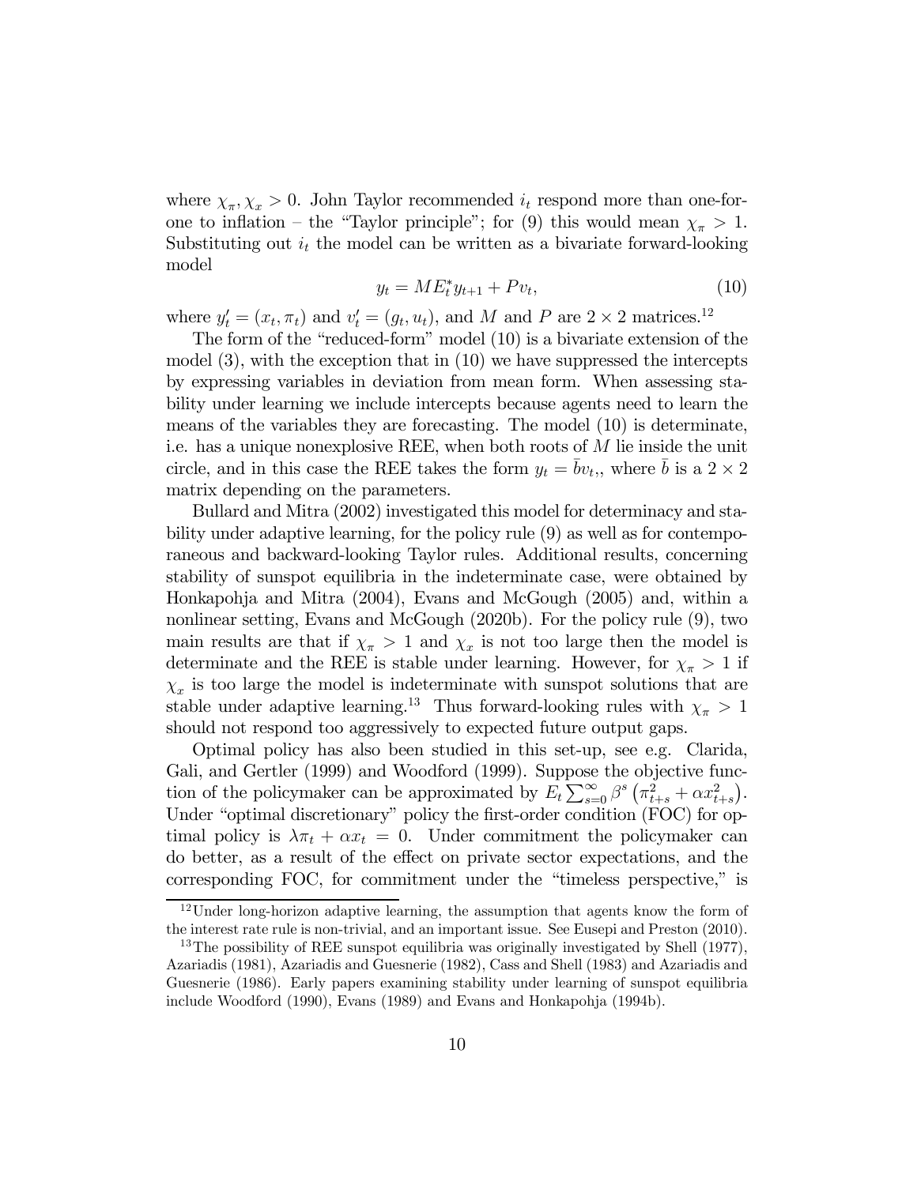where $\chi_\pi, \chi_x > 0$. John Taylor recommended $i_t$ respond more than one-for-one to inflation – the "Taylor principle"; for (9) this would mean $\chi_\pi > 1$. Substituting out $i_t$ the model can be written as a bivariate forward-looking model

$$y_t = M E_t^* y_{t+1} + P v_t, \tag{10}$$

where $y_t' = (x_t, \pi_t)$ and $v_t' = (g_t, u_t)$, and $M$ and $P$ are $2 \times 2$ matrices.[12]

The form of the "reduced-form" model (10) is a bivariate extension of the model (3), with the exception that in (10) we have suppressed the intercepts by expressing variables in deviation from mean form. When assessing stability under learning we include intercepts because agents need to learn the means of the variables they are forecasting. The model (10) is determinate, i.e. has a unique nonexplosive REE, when both roots of $M$ lie inside the unit circle, and in this case the REE takes the form $y_t = \bar{b} v_t$,, where $\bar{b}$ is a $2 \times 2$ matrix depending on the parameters.

Bullard and Mitra (2002) investigated this model for determinacy and stability under adaptive learning, for the policy rule (9) as well as for contemporaneous and backward-looking Taylor rules. Additional results, concerning stability of sunspot equilibria in the indeterminate case, were obtained by Honkapohja and Mitra (2004), Evans and McGough (2005) and, within a nonlinear setting, Evans and McGough (2020b). For the policy rule (9), two main results are that if $\chi_\pi > 1$ and $\chi_x$ is not too large then the model is determinate and the REE is stable under learning. However, for $\chi_\pi > 1$ if $\chi_x$ is too large the model is indeterminate with sunspot solutions that are stable under adaptive learning.[13] Thus forward-looking rules with $\chi_\pi > 1$ should not respond too aggressively to expected future output gaps.

Optimal policy has also been studied in this set-up, see e.g. Clarida, Gali, and Gertler (1999) and Woodford (1999). Suppose the objective function of the policymaker can be approximated by $E_t \sum_{s=0}^{\infty} \beta^s \left( \pi_{t+s}^2 + \alpha x_{t+s}^2 \right)$. Under "optimal discretionary" policy the first-order condition (FOC) for optimal policy is $\lambda \pi_t + \alpha x_t = 0$. Under commitment the policymaker can do better, as a result of the effect on private sector expectations, and the corresponding FOC, for commitment under the "timeless perspective," is

[12] Under long-horizon adaptive learning, the assumption that agents know the form of the interest rate rule is non-trivial, and an important issue. See Eusepi and Preston (2010).

[13] The possibility of REE sunspot equilibria was originally investigated by Shell (1977), Azariadis (1981), Azariadis and Guesnerie (1982), Cass and Shell (1983) and Azariadis and Guesnerie (1986). Early papers examining stability under learning of sunspot equilibria include Woodford (1990), Evans (1989) and Evans and Honkapohja (1994b).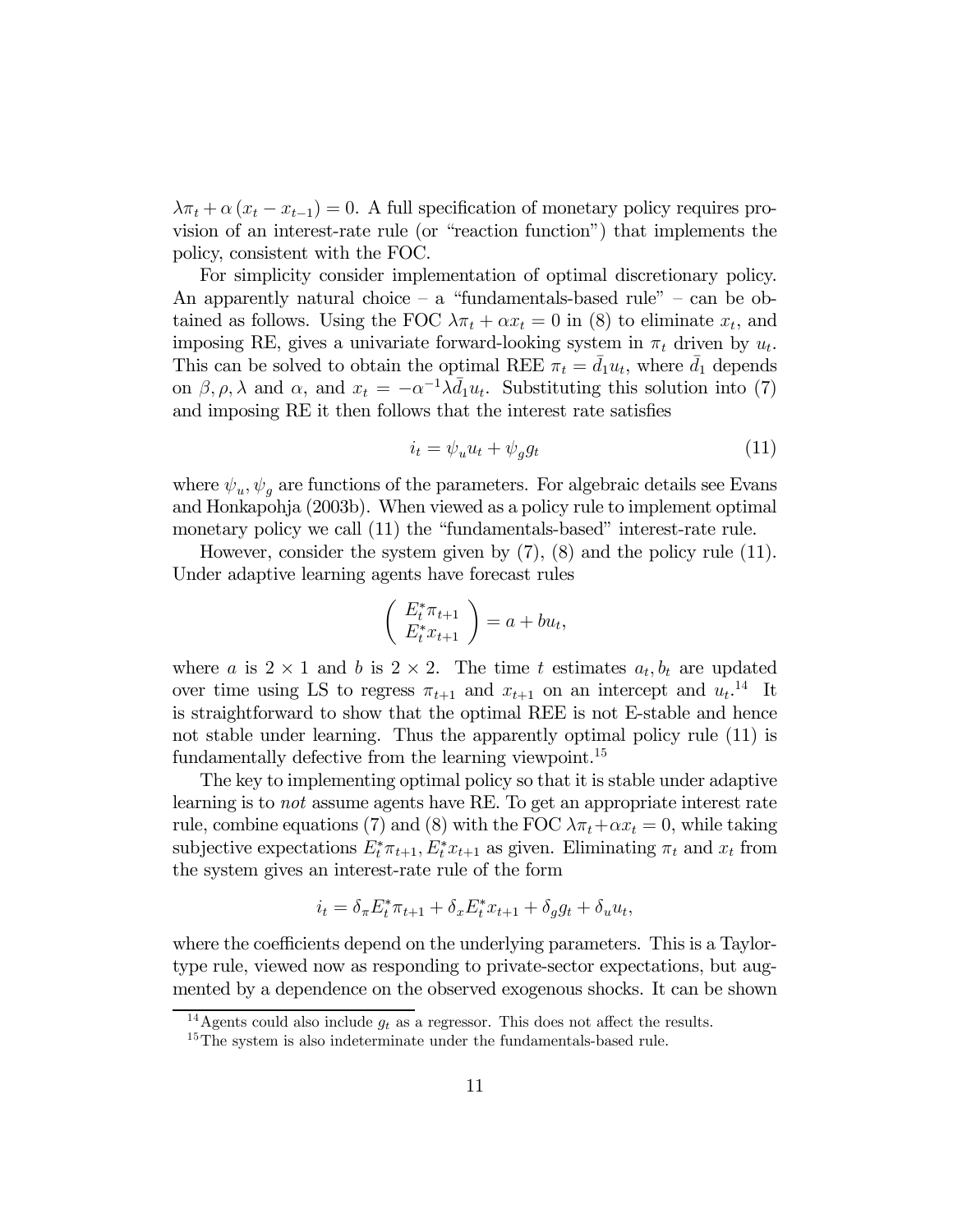$\lambda \pi_t + \alpha (x_t - x_{t-1}) = 0$. A full specification of monetary policy requires provision of an interest-rate rule (or "reaction function") that implements the policy, consistent with the FOC.

For simplicity consider implementation of optimal discretionary policy. An apparently natural choice – a "fundamentals-based rule" – can be obtained as follows. Using the FOC $\lambda \pi_t + \alpha x_t = 0$ in (8) to eliminate $x_t$, and imposing RE, gives a univariate forward-looking system in $\pi_t$ driven by $u_t$. This can be solved to obtain the optimal REE $\pi_t = \bar{d}_1 u_t$, where $\bar{d}_1$ depends on $\beta, \rho, \lambda$ and $\alpha$, and $x_t = -\alpha^{-1} \lambda \bar{d}_1 u_t$. Substituting this solution into (7) and imposing RE it then follows that the interest rate satisfies

$$i_t = \psi_u u_t + \psi_g g_t \tag{11}$$

where $\psi_u, \psi_g$ are functions of the parameters. For algebraic details see Evans and Honkapohja (2003b). When viewed as a policy rule to implement optimal monetary policy we call (11) the "fundamentals-based" interest-rate rule.

However, consider the system given by (7), (8) and the policy rule (11). Under adaptive learning agents have forecast rules

$$\begin{pmatrix} E_t^* \pi_{t+1} \\ E_t^* x_{t+1} \end{pmatrix} = a + b u_t,$$

where $a$ is $2 \times 1$ and $b$ is $2 \times 2$. The time $t$ estimates $a_t, b_t$ are updated over time using LS to regress $\pi_{t+1}$ and $x_{t+1}$ on an intercept and $u_t$.[14] It is straightforward to show that the optimal REE is not E-stable and hence not stable under learning. Thus the apparently optimal policy rule (11) is fundamentally defective from the learning viewpoint.[15]

The key to implementing optimal policy so that it is stable under adaptive learning is to *not* assume agents have RE. To get an appropriate interest rate rule, combine equations (7) and (8) with the FOC $\lambda \pi_t + \alpha x_t = 0$, while taking subjective expectations $E_t^* \pi_{t+1}, E_t^* x_{t+1}$ as given. Eliminating $\pi_t$ and $x_t$ from the system gives an interest-rate rule of the form

$$i_t = \delta_\pi E_t^* \pi_{t+1} + \delta_x E_t^* x_{t+1} + \delta_g g_t + \delta_u u_t,$$

where the coefficients depend on the underlying parameters. This is a Taylor-type rule, viewed now as responding to private-sector expectations, but augmented by a dependence on the observed exogenous shocks. It can be shown

[14] Agents could also include $g_t$ as a regressor. This does not affect the results.

[15] The system is also indeterminate under the fundamentals-based rule.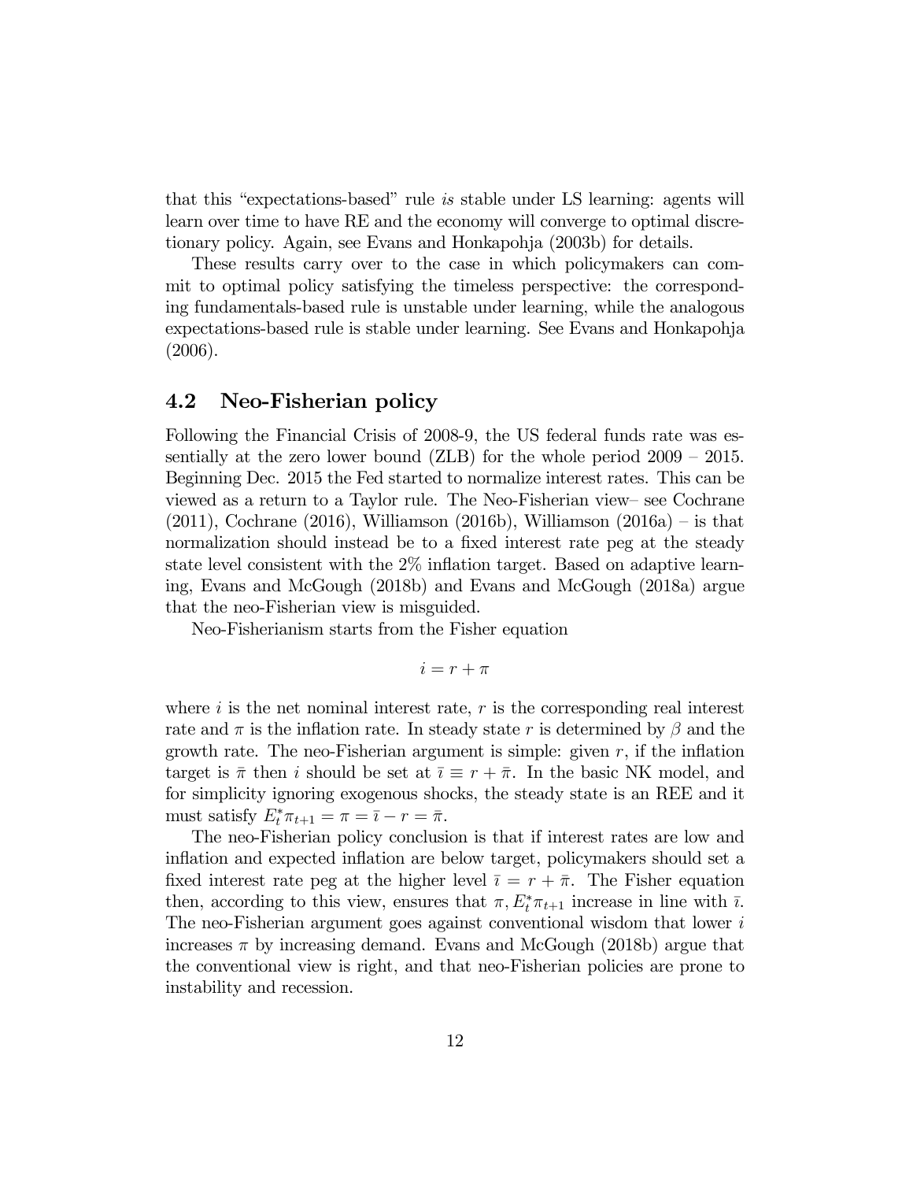that this "expectations-based" rule *is* stable under LS learning: agents will learn over time to have RE and the economy will converge to optimal discretionary policy. Again, see Evans and Honkapohja (2003b) for details.

These results carry over to the case in which policymakers can commit to optimal policy satisfying the timeless perspective: the corresponding fundamentals-based rule is unstable under learning, while the analogous expectations-based rule is stable under learning. See Evans and Honkapohja (2006).

## 4.2 Neo-Fisherian policy

Following the Financial Crisis of 2008-9, the US federal funds rate was essentially at the zero lower bound (ZLB) for the whole period 2009 – 2015. Beginning Dec. 2015 the Fed started to normalize interest rates. This can be viewed as a return to a Taylor rule. The Neo-Fisherian view– see Cochrane (2011), Cochrane (2016), Williamson (2016b), Williamson (2016a) – is that normalization should instead be to a fixed interest rate peg at the steady state level consistent with the 2% inflation target. Based on adaptive learning, Evans and McGough (2018b) and Evans and McGough (2018a) argue that the neo-Fisherian view is misguided.

Neo-Fisherianism starts from the Fisher equation

$$i = r + \pi$$

where $i$ is the net nominal interest rate, $r$ is the corresponding real interest rate and $\pi$ is the inflation rate. In steady state $r$ is determined by $\beta$ and the growth rate. The neo-Fisherian argument is simple: given $r$, if the inflation target is $\bar{\pi}$ then $i$ should be set at $\bar{\imath} \equiv r + \bar{\pi}$. In the basic NK model, and for simplicity ignoring exogenous shocks, the steady state is an REE and it must satisfy $E_t^* \pi_{t+1} = \pi = \bar{\imath} - r = \bar{\pi}$.

The neo-Fisherian policy conclusion is that if interest rates are low and inflation and expected inflation are below target, policymakers should set a fixed interest rate peg at the higher level $\bar{\imath} = r + \bar{\pi}$. The Fisher equation then, according to this view, ensures that $\pi, E_t^* \pi_{t+1}$ increase in line with $\bar{\imath}$. The neo-Fisherian argument goes against conventional wisdom that lower $i$ increases $\pi$ by increasing demand. Evans and McGough (2018b) argue that the conventional view is right, and that neo-Fisherian policies are prone to instability and recession.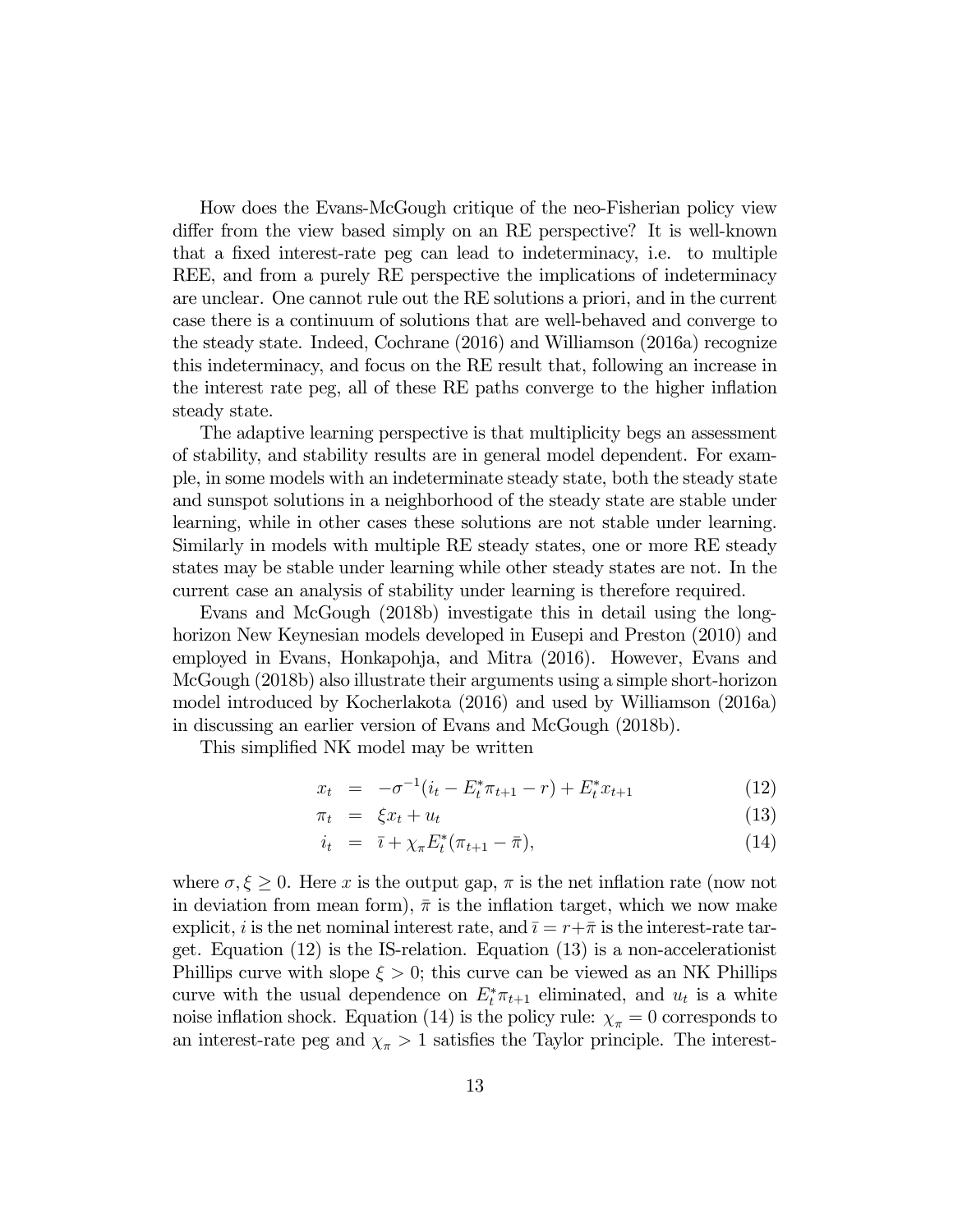How does the Evans-McGough critique of the neo-Fisherian policy view differ from the view based simply on an RE perspective? It is well-known that a fixed interest-rate peg can lead to indeterminacy, i.e. to multiple REE, and from a purely RE perspective the implications of indeterminacy are unclear. One cannot rule out the RE solutions a priori, and in the current case there is a continuum of solutions that are well-behaved and converge to the steady state. Indeed, Cochrane (2016) and Williamson (2016a) recognize this indeterminacy, and focus on the RE result that, following an increase in the interest rate peg, all of these RE paths converge to the higher inflation steady state.

The adaptive learning perspective is that multiplicity begs an assessment of stability, and stability results are in general model dependent. For example, in some models with an indeterminate steady state, both the steady state and sunspot solutions in a neighborhood of the steady state are stable under learning, while in other cases these solutions are not stable under learning. Similarly in models with multiple RE steady states, one or more RE steady states may be stable under learning while other steady states are not. In the current case an analysis of stability under learning is therefore required.

Evans and McGough (2018b) investigate this in detail using the long-horizon New Keynesian models developed in Eusepi and Preston (2010) and employed in Evans, Honkapohja, and Mitra (2016). However, Evans and McGough (2018b) also illustrate their arguments using a simple short-horizon model introduced by Kocherlakota (2016) and used by Williamson (2016a) in discussing an earlier version of Evans and McGough (2018b).

This simplified NK model may be written

$$x_t = -\sigma^{-1}(i_t - E_t^* \pi_{t+1} - r) + E_t^* x_{t+1} \tag{12}$$

$$\pi_t = \xi x_t + u_t \tag{13}$$

$$i_t = \bar{\imath} + \chi_\pi E_t^*(\pi_{t+1} - \bar{\pi}), \tag{14}$$

where $\sigma, \xi \geq 0$. Here $x$ is the output gap, $\pi$ is the net inflation rate (now not in deviation from mean form), $\bar{\pi}$ is the inflation target, which we now make explicit, $i$ is the net nominal interest rate, and $\bar{\imath} = r + \bar{\pi}$ is the interest-rate target. Equation (12) is the IS-relation. Equation (13) is a non-accelerationist Phillips curve with slope $\xi > 0$; this curve can be viewed as an NK Phillips curve with the usual dependence on $E_t^* \pi_{t+1}$ eliminated, and $u_t$ is a white noise inflation shock. Equation (14) is the policy rule: $\chi_\pi = 0$ corresponds to an interest-rate peg and $\chi_\pi > 1$ satisfies the Taylor principle. The interest-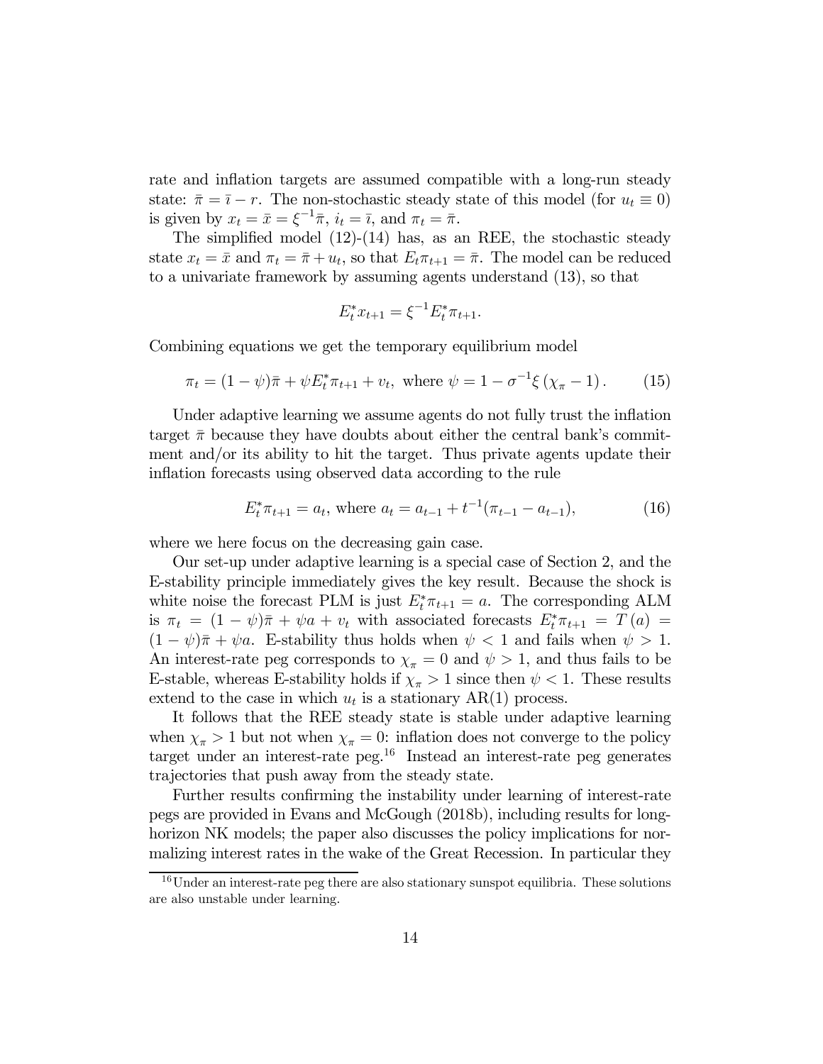rate and inflation targets are assumed compatible with a long-run steady state: $\bar{\pi} = \bar{\imath} - r$. The non-stochastic steady state of this model (for $u_t \equiv 0$) is given by $x_t = \bar{x} = \xi^{-1}\bar{\pi}$, $i_t = \bar{\imath}$, and $\pi_t = \bar{\pi}$.

The simplified model (12)-(14) has, as an REE, the stochastic steady state $x_t = \bar{x}$ and $\pi_t = \bar{\pi} + u_t$, so that $E_t\pi_{t+1} = \bar{\pi}$. The model can be reduced to a univariate framework by assuming agents understand (13), so that

$$E_t^* x_{t+1} = \xi^{-1} E_t^* \pi_{t+1}.$$

Combining equations we get the temporary equilibrium model

$$\pi_t = (1-\psi)\bar{\pi} + \psi E_t^* \pi_{t+1} + v_t, \text{ where } \psi = 1 - \sigma^{-1}\xi\left(\chi_\pi - 1\right). \tag{15}$$

Under adaptive learning we assume agents do not fully trust the inflation target $\bar{\pi}$ because they have doubts about either the central bank's commitment and/or its ability to hit the target. Thus private agents update their inflation forecasts using observed data according to the rule

$$E_t^* \pi_{t+1} = a_t, \text{ where } a_t = a_{t-1} + t^{-1}(\pi_{t-1} - a_{t-1}), \tag{16}$$

where we here focus on the decreasing gain case.

Our set-up under adaptive learning is a special case of Section 2, and the E-stability principle immediately gives the key result. Because the shock is white noise the forecast PLM is just $E_t^* \pi_{t+1} = a$. The corresponding ALM is $\pi_t = (1-\psi)\bar{\pi} + \psi a + v_t$ with associated forecasts $E_t^* \pi_{t+1} = T(a) = (1-\psi)\bar{\pi} + \psi a$. E-stability thus holds when $\psi < 1$ and fails when $\psi > 1$. An interest-rate peg corresponds to $\chi_\pi = 0$ and $\psi > 1$, and thus fails to be E-stable, whereas E-stability holds if $\chi_\pi > 1$ since then $\psi < 1$. These results extend to the case in which $u_t$ is a stationary AR(1) process.

It follows that the REE steady state is stable under adaptive learning when $\chi_\pi > 1$ but not when $\chi_\pi = 0$: inflation does not converge to the policy target under an interest-rate peg.[16] Instead an interest-rate peg generates trajectories that push away from the steady state.

Further results confirming the instability under learning of interest-rate pegs are provided in Evans and McGough (2018b), including results for long-horizon NK models; the paper also discusses the policy implications for normalizing interest rates in the wake of the Great Recession. In particular they

[16] Under an interest-rate peg there are also stationary sunspot equilibria. These solutions are also unstable under learning.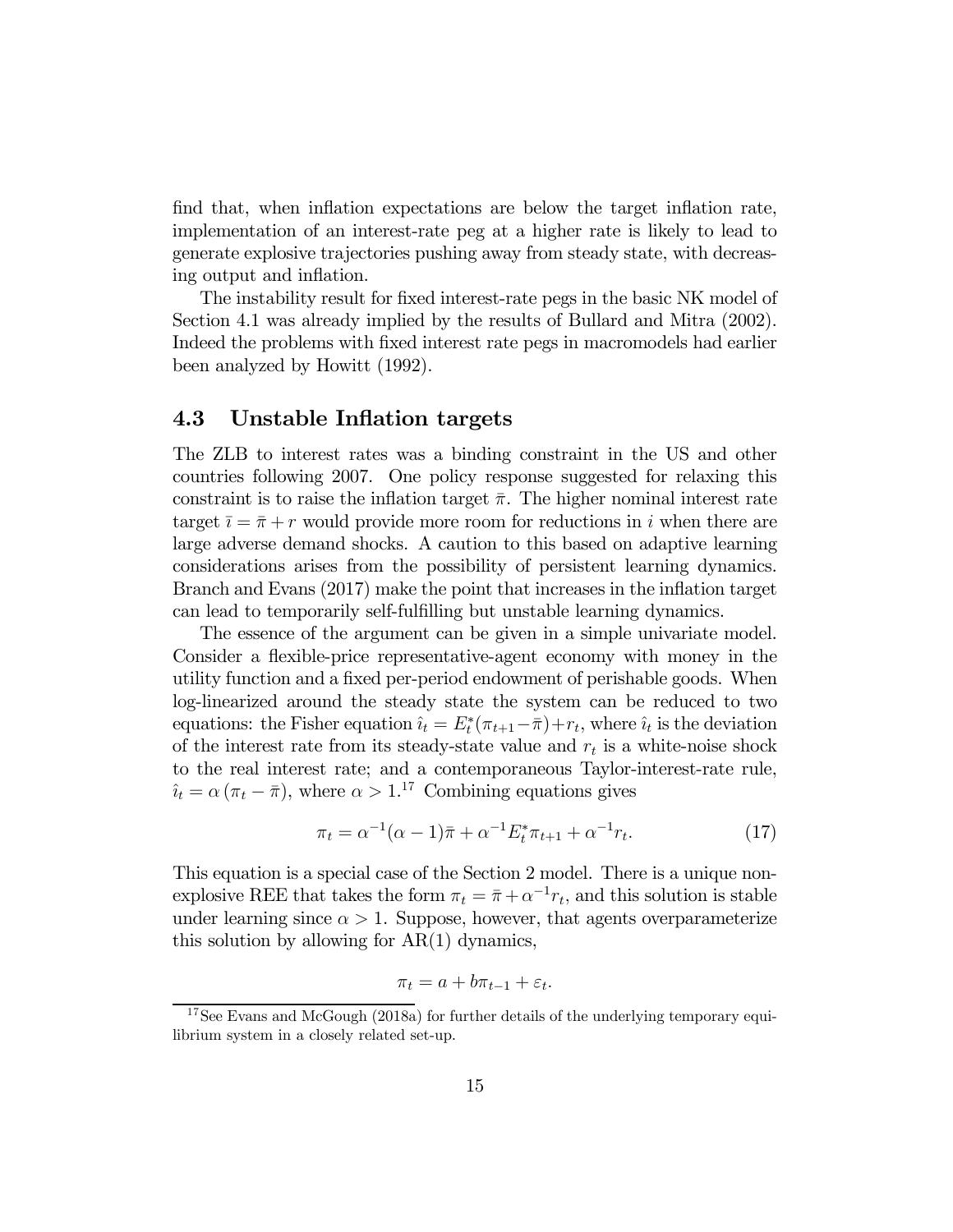find that, when inflation expectations are below the target inflation rate, implementation of an interest-rate peg at a higher rate is likely to lead to generate explosive trajectories pushing away from steady state, with decreasing output and inflation.

The instability result for fixed interest-rate pegs in the basic NK model of Section 4.1 was already implied by the results of Bullard and Mitra (2002). Indeed the problems with fixed interest rate pegs in macromodels had earlier been analyzed by Howitt (1992).

## 4.3 Unstable Inflation targets

The ZLB to interest rates was a binding constraint in the US and other countries following 2007. One policy response suggested for relaxing this constraint is to raise the inflation target $\bar{\pi}$. The higher nominal interest rate target $\bar{\imath} = \bar{\pi} + r$ would provide more room for reductions in $i$ when there are large adverse demand shocks. A caution to this based on adaptive learning considerations arises from the possibility of persistent learning dynamics. Branch and Evans (2017) make the point that increases in the inflation target can lead to temporarily self-fulfilling but unstable learning dynamics.

The essence of the argument can be given in a simple univariate model. Consider a flexible-price representative-agent economy with money in the utility function and a fixed per-period endowment of perishable goods. When log-linearized around the steady state the system can be reduced to two equations: the Fisher equation $\hat{\imath}_t = E_t^*(\pi_{t+1} - \bar{\pi}) + r_t$, where $\hat{\imath}_t$ is the deviation of the interest rate from its steady-state value and $r_t$ is a white-noise shock to the real interest rate; and a contemporaneous Taylor-interest-rate rule, $\hat{\imath}_t = \alpha(\pi_t - \bar{\pi})$, where $\alpha > 1$.[17] Combining equations gives

$$\pi_t = \alpha^{-1}(\alpha - 1)\bar{\pi} + \alpha^{-1}E_t^*\pi_{t+1} + \alpha^{-1}r_t. \tag{17}$$

This equation is a special case of the Section 2 model. There is a unique non-explosive REE that takes the form $\pi_t = \bar{\pi} + \alpha^{-1}r_t$, and this solution is stable under learning since $\alpha > 1$. Suppose, however, that agents overparameterize this solution by allowing for AR(1) dynamics,

$$\pi_t = a + b\pi_{t-1} + \varepsilon_t.$$

[17] See Evans and McGough (2018a) for further details of the underlying temporary equilibrium system in a closely related set-up.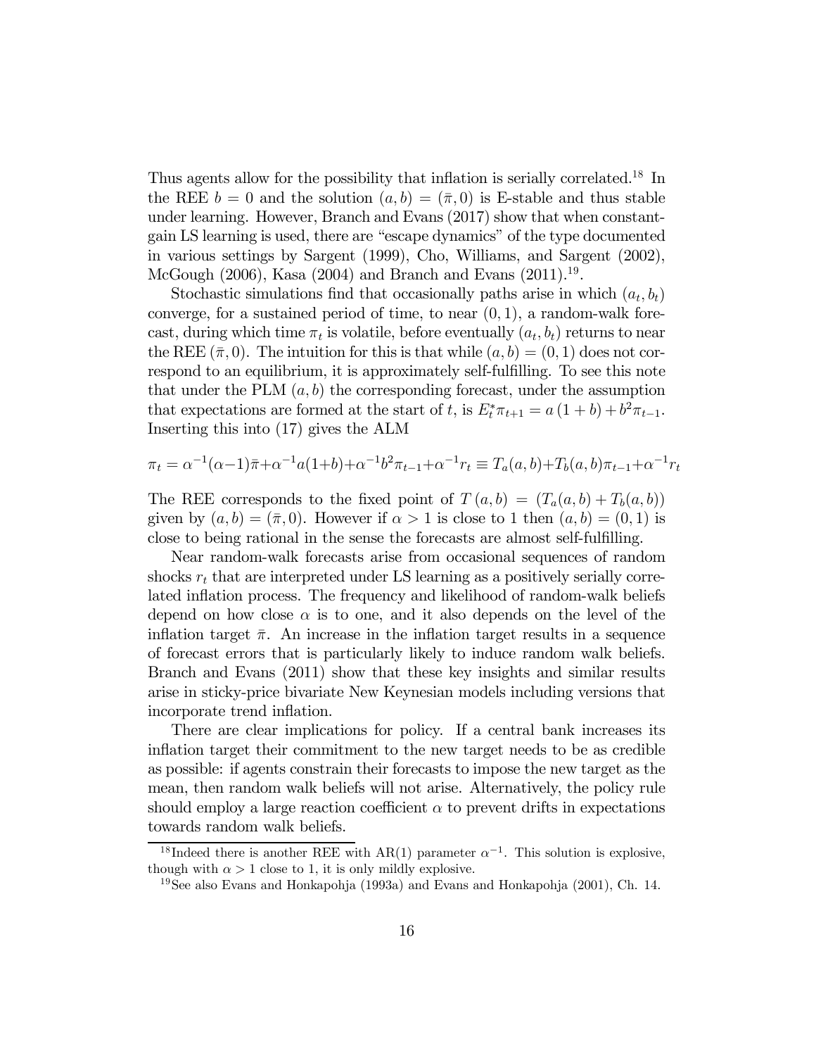Thus agents allow for the possibility that inflation is serially correlated.[18] In the REE $b = 0$ and the solution $(a, b) = (\bar{\pi}, 0)$ is E-stable and thus stable under learning. However, Branch and Evans (2017) show that when constant-gain LS learning is used, there are "escape dynamics" of the type documented in various settings by Sargent (1999), Cho, Williams, and Sargent (2002), McGough (2006), Kasa (2004) and Branch and Evans (2011).[19].

Stochastic simulations find that occasionally paths arise in which $(a_t, b_t)$ converge, for a sustained period of time, to near $(0, 1)$, a random-walk forecast, during which time $\pi_t$ is volatile, before eventually $(a_t, b_t)$ returns to near the REE $(\bar{\pi}, 0)$. The intuition for this is that while $(a, b) = (0, 1)$ does not correspond to an equilibrium, it is approximately self-fulfilling. To see this note that under the PLM $(a, b)$ the corresponding forecast, under the assumption that expectations are formed at the start of $t$, is $E_t^* \pi_{t+1} = a(1 + b) + b^2 \pi_{t-1}$. Inserting this into (17) gives the ALM

$$\pi_t = \alpha^{-1}(\alpha - 1)\bar{\pi} + \alpha^{-1} a(1+b) + \alpha^{-1} b^2 \pi_{t-1} + \alpha^{-1} r_t \equiv T_a(a, b) + T_b(a, b)\pi_{t-1} + \alpha^{-1} r_t$$

The REE corresponds to the fixed point of $T(a, b) = (T_a(a, b) + T_b(a, b))$ given by $(a, b) = (\bar{\pi}, 0)$. However if $\alpha > 1$ is close to 1 then $(a, b) = (0, 1)$ is close to being rational in the sense the forecasts are almost self-fulfilling.

Near random-walk forecasts arise from occasional sequences of random shocks $r_t$ that are interpreted under LS learning as a positively serially correlated inflation process. The frequency and likelihood of random-walk beliefs depend on how close $\alpha$ is to one, and it also depends on the level of the inflation target $\bar{\pi}$. An increase in the inflation target results in a sequence of forecast errors that is particularly likely to induce random walk beliefs. Branch and Evans (2011) show that these key insights and similar results arise in sticky-price bivariate New Keynesian models including versions that incorporate trend inflation.

There are clear implications for policy. If a central bank increases its inflation target their commitment to the new target needs to be as credible as possible: if agents constrain their forecasts to impose the new target as the mean, then random walk beliefs will not arise. Alternatively, the policy rule should employ a large reaction coefficient $\alpha$ to prevent drifts in expectations towards random walk beliefs.

[18] Indeed there is another REE with AR(1) parameter $\alpha^{-1}$. This solution is explosive, though with $\alpha > 1$ close to 1, it is only mildly explosive.

[19] See also Evans and Honkapohja (1993a) and Evans and Honkapohja (2001), Ch. 14.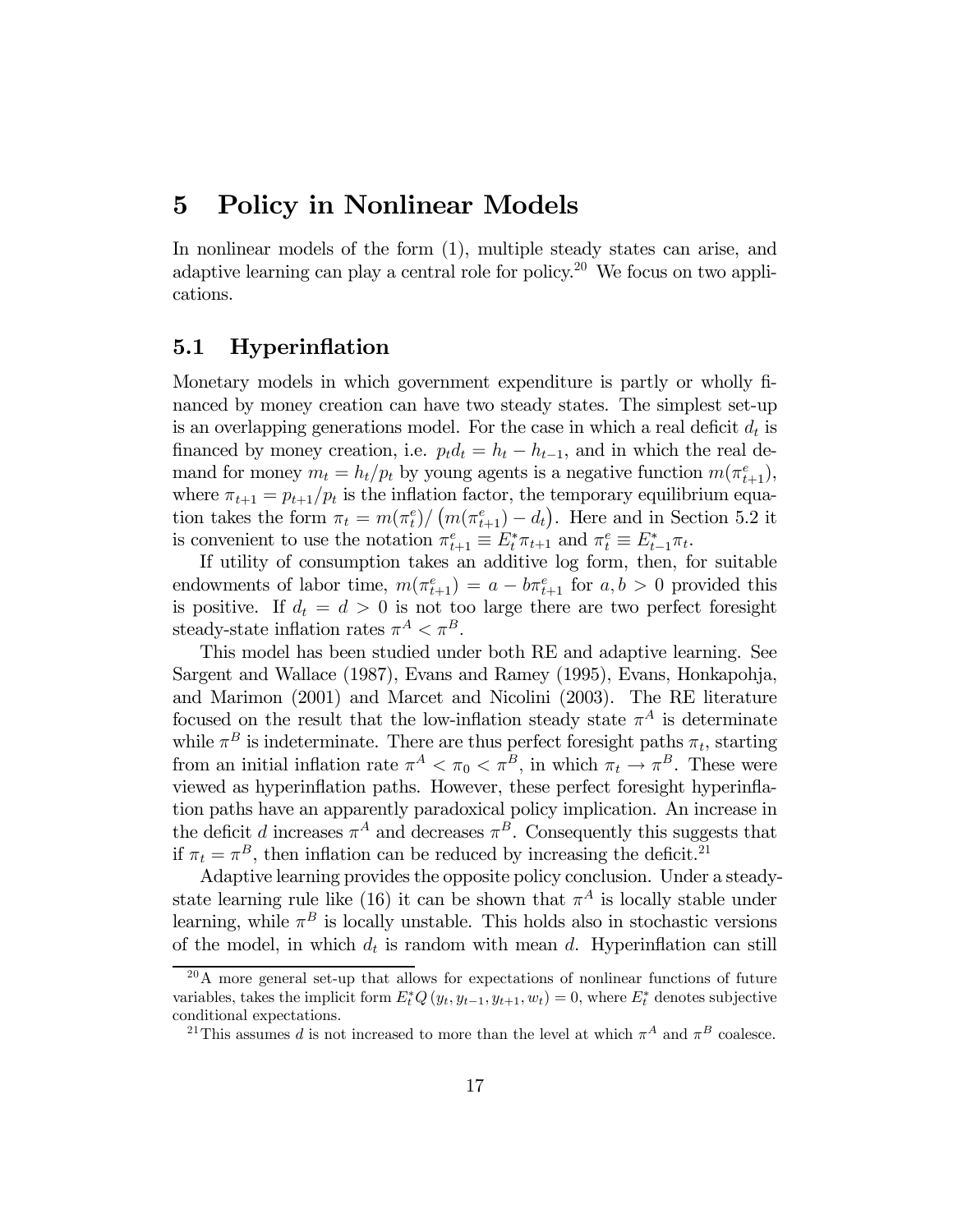# 5 Policy in Nonlinear Models

In nonlinear models of the form (1), multiple steady states can arise, and adaptive learning can play a central role for policy.[20] We focus on two applications.

## 5.1 Hyperinflation

Monetary models in which government expenditure is partly or wholly financed by money creation can have two steady states. The simplest set-up is an overlapping generations model. For the case in which a real deficit $d_t$ is financed by money creation, i.e. $p_t d_t = h_t - h_{t-1}$, and in which the real demand for money $m_t = h_t/p_t$ by young agents is a negative function $m(\pi^e_{t+1})$, where $\pi_{t+1} = p_{t+1}/p_t$ is the inflation factor, the temporary equilibrium equation takes the form $\pi_t = m(\pi^e_t)/\left(m(\pi^e_{t+1}) - d_t\right)$. Here and in Section 5.2 it is convenient to use the notation $\pi^e_{t+1} \equiv E^*_t \pi_{t+1}$ and $\pi^e_t \equiv E^*_{t-1}\pi_t$.

If utility of consumption takes an additive log form, then, for suitable endowments of labor time, $m(\pi^e_{t+1}) = a - b\pi^e_{t+1}$ for $a, b > 0$ provided this is positive. If $d_t = d > 0$ is not too large there are two perfect foresight steady-state inflation rates $\pi^A < \pi^B$.

This model has been studied under both RE and adaptive learning. See Sargent and Wallace (1987), Evans and Ramey (1995), Evans, Honkapohja, and Marimon (2001) and Marcet and Nicolini (2003). The RE literature focused on the result that the low-inflation steady state $\pi^A$ is determinate while $\pi^B$ is indeterminate. There are thus perfect foresight paths $\pi_t$, starting from an initial inflation rate $\pi^A < \pi_0 < \pi^B$, in which $\pi_t \to \pi^B$. These were viewed as hyperinflation paths. However, these perfect foresight hyperinflation paths have an apparently paradoxical policy implication. An increase in the deficit $d$ increases $\pi^A$ and decreases $\pi^B$. Consequently this suggests that if $\pi_t = \pi^B$, then inflation can be reduced by increasing the deficit.[21]

Adaptive learning provides the opposite policy conclusion. Under a steady-state learning rule like (16) it can be shown that $\pi^A$ is locally stable under learning, while $\pi^B$ is locally unstable. This holds also in stochastic versions of the model, in which $d_t$ is random with mean $d$. Hyperinflation can still

---

[20] A more general set-up that allows for expectations of nonlinear functions of future variables, takes the implicit form $E^*_t Q\left(y_t, y_{t-1}, y_{t+1}, w_t\right) = 0$, where $E^*_t$ denotes subjective conditional expectations.

[21] This assumes $d$ is not increased to more than the level at which $\pi^A$ and $\pi^B$ coalesce.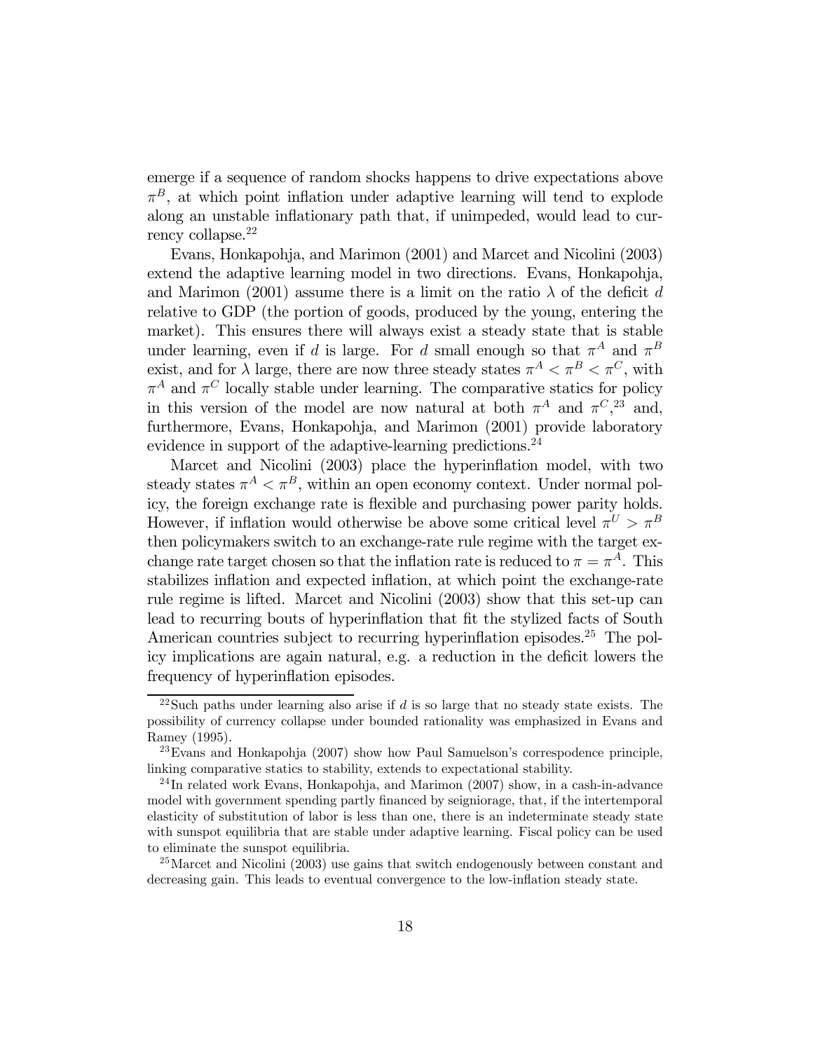emerge if a sequence of random shocks happens to drive expectations above $\pi^B$, at which point inflation under adaptive learning will tend to explode along an unstable inflationary path that, if unimpeded, would lead to currency collapse.[22]

Evans, Honkapohja, and Marimon (2001) and Marcet and Nicolini (2003) extend the adaptive learning model in two directions. Evans, Honkapohja, and Marimon (2001) assume there is a limit on the ratio $\lambda$ of the deficit $d$ relative to GDP (the portion of goods, produced by the young, entering the market). This ensures there will always exist a steady state that is stable under learning, even if $d$ is large. For $d$ small enough so that $\pi^A$ and $\pi^B$ exist, and for $\lambda$ large, there are now three steady states $\pi^A < \pi^B < \pi^C$, with $\pi^A$ and $\pi^C$ locally stable under learning. The comparative statics for policy in this version of the model are now natural at both $\pi^A$ and $\pi^C$,[23] and, furthermore, Evans, Honkapohja, and Marimon (2001) provide laboratory evidence in support of the adaptive-learning predictions.[24]

Marcet and Nicolini (2003) place the hyperinflation model, with two steady states $\pi^A < \pi^B$, within an open economy context. Under normal policy, the foreign exchange rate is flexible and purchasing power parity holds. However, if inflation would otherwise be above some critical level $\pi^U > \pi^B$ then policymakers switch to an exchange-rate rule regime with the target exchange rate target chosen so that the inflation rate is reduced to $\pi = \pi^A$. This stabilizes inflation and expected inflation, at which point the exchange-rate rule regime is lifted. Marcet and Nicolini (2003) show that this set-up can lead to recurring bouts of hyperinflation that fit the stylized facts of South American countries subject to recurring hyperinflation episodes.[25] The policy implications are again natural, e.g. a reduction in the deficit lowers the frequency of hyperinflation episodes.

---

[22] Such paths under learning also arise if $d$ is so large that no steady state exists. The possibility of currency collapse under bounded rationality was emphasized in Evans and Ramey (1995).

[23] Evans and Honkapohja (2007) show how Paul Samuelson's correspodence principle, linking comparative statics to stability, extends to expectational stability.

[24] In related work Evans, Honkapohja, and Marimon (2007) show, in a cash-in-advance model with government spending partly financed by seigniorage, that, if the intertemporal elasticity of substitution of labor is less than one, there is an indeterminate steady state with sunspot equilibria that are stable under adaptive learning. Fiscal policy can be used to eliminate the sunspot equilibria.

[25] Marcet and Nicolini (2003) use gains that switch endogenously between constant and decreasing gain. This leads to eventual convergence to the low-inflation steady state.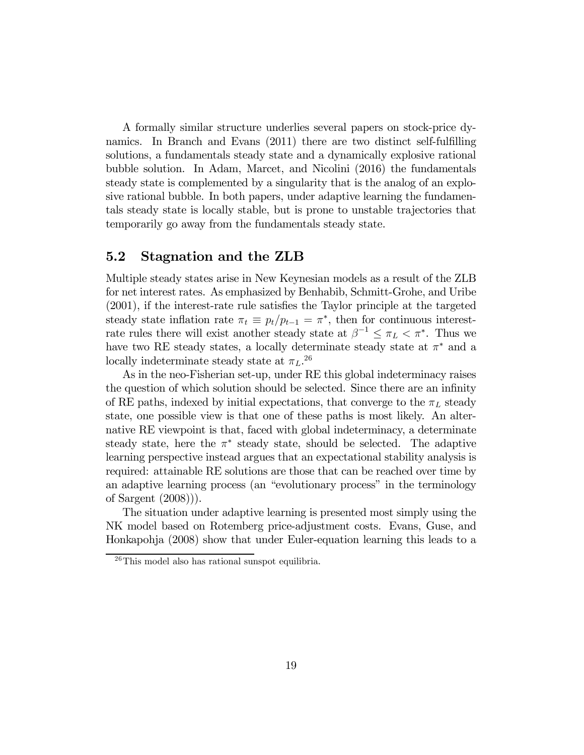A formally similar structure underlies several papers on stock-price dynamics. In Branch and Evans (2011) there are two distinct self-fulfilling solutions, a fundamentals steady state and a dynamically explosive rational bubble solution. In Adam, Marcet, and Nicolini (2016) the fundamentals steady state is complemented by a singularity that is the analog of an explosive rational bubble. In both papers, under adaptive learning the fundamentals steady state is locally stable, but is prone to unstable trajectories that temporarily go away from the fundamentals steady state.

## 5.2 Stagnation and the ZLB

Multiple steady states arise in New Keynesian models as a result of the ZLB for net interest rates. As emphasized by Benhabib, Schmitt-Grohe, and Uribe (2001), if the interest-rate rule satisfies the Taylor principle at the targeted steady state inflation rate $\pi_t \equiv p_t/p_{t-1} = \pi^*$, then for continuous interest-rate rules there will exist another steady state at $\beta^{-1} \leq \pi_L < \pi^*$. Thus we have two RE steady states, a locally determinate steady state at $\pi^*$ and a locally indeterminate steady state at $\pi_L$.[26]

As in the neo-Fisherian set-up, under RE this global indeterminacy raises the question of which solution should be selected. Since there are an infinity of RE paths, indexed by initial expectations, that converge to the $\pi_L$ steady state, one possible view is that one of these paths is most likely. An alternative RE viewpoint is that, faced with global indeterminacy, a determinate steady state, here the $\pi^*$ steady state, should be selected. The adaptive learning perspective instead argues that an expectational stability analysis is required: attainable RE solutions are those that can be reached over time by an adaptive learning process (an "evolutionary process" in the terminology of Sargent (2008))).

The situation under adaptive learning is presented most simply using the NK model based on Rotemberg price-adjustment costs. Evans, Guse, and Honkapohja (2008) show that under Euler-equation learning this leads to a

[26] This model also has rational sunspot equilibria.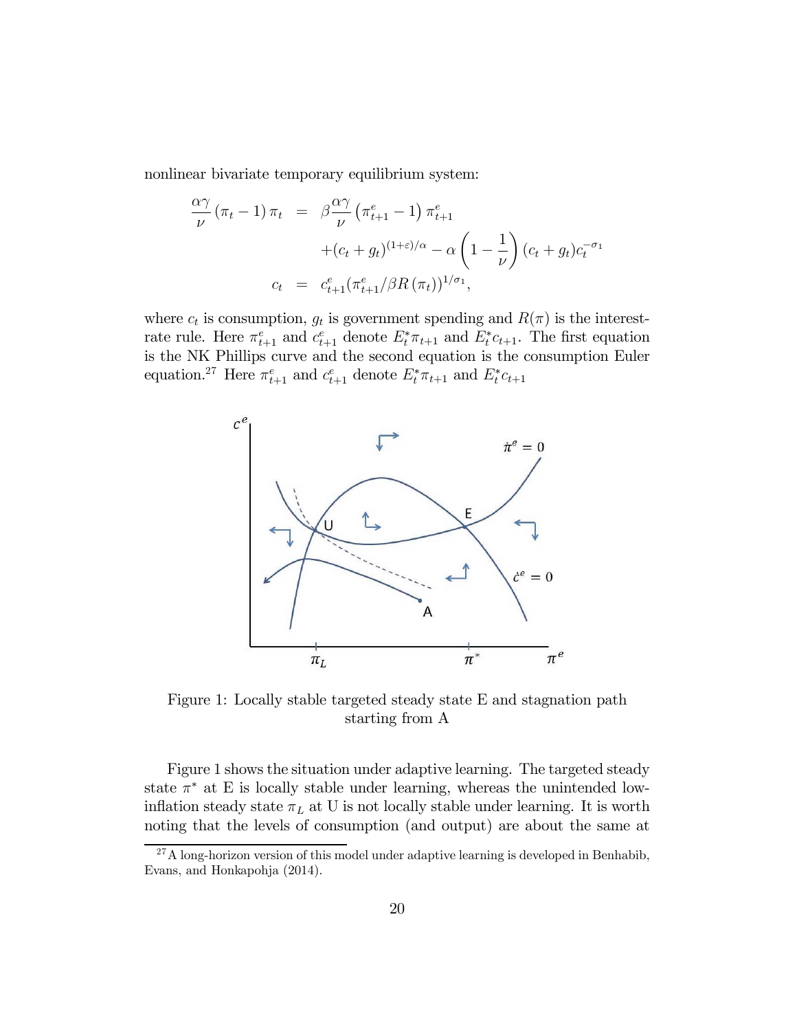nonlinear bivariate temporary equilibrium system:

$$
\begin{aligned}
\frac{\alpha\gamma}{\nu}\left(\pi_t - 1\right)\pi_t &= \beta\frac{\alpha\gamma}{\nu}\left(\pi^e_{t+1} - 1\right)\pi^e_{t+1} \\
&\quad + (c_t + g_t)^{(1+\varepsilon)/\alpha} - \alpha\left(1 - \frac{1}{\nu}\right)(c_t + g_t)c_t^{-\sigma_1} \\
c_t &= c^e_{t+1}(\pi^e_{t+1}/\beta R\left(\pi_t\right))^{1/\sigma_1},
\end{aligned}
$$

where $c_t$ is consumption, $g_t$ is government spending and $R(\pi)$ is the interest-rate rule. Here $\pi^e_{t+1}$ and $c^e_{t+1}$ denote $E^*_t\pi_{t+1}$ and $E^*_t c_{t+1}$. The first equation is the NK Phillips curve and the second equation is the consumption Euler equation.[27] Here $\pi^e_{t+1}$ and $c^e_{t+1}$ denote $E^*_t\pi_{t+1}$ and $E^*_t c_{t+1}$

Figure 1: Locally stable targeted steady state E and stagnation path starting from A

Figure 1 shows the situation under adaptive learning. The targeted steady state $\pi^*$ at E is locally stable under learning, whereas the unintended low-inflation steady state $\pi_L$ at U is not locally stable under learning. It is worth noting that the levels of consumption (and output) are about the same at

[27] A long-horizon version of this model under adaptive learning is developed in Benhabib, Evans, and Honkapohja (2014).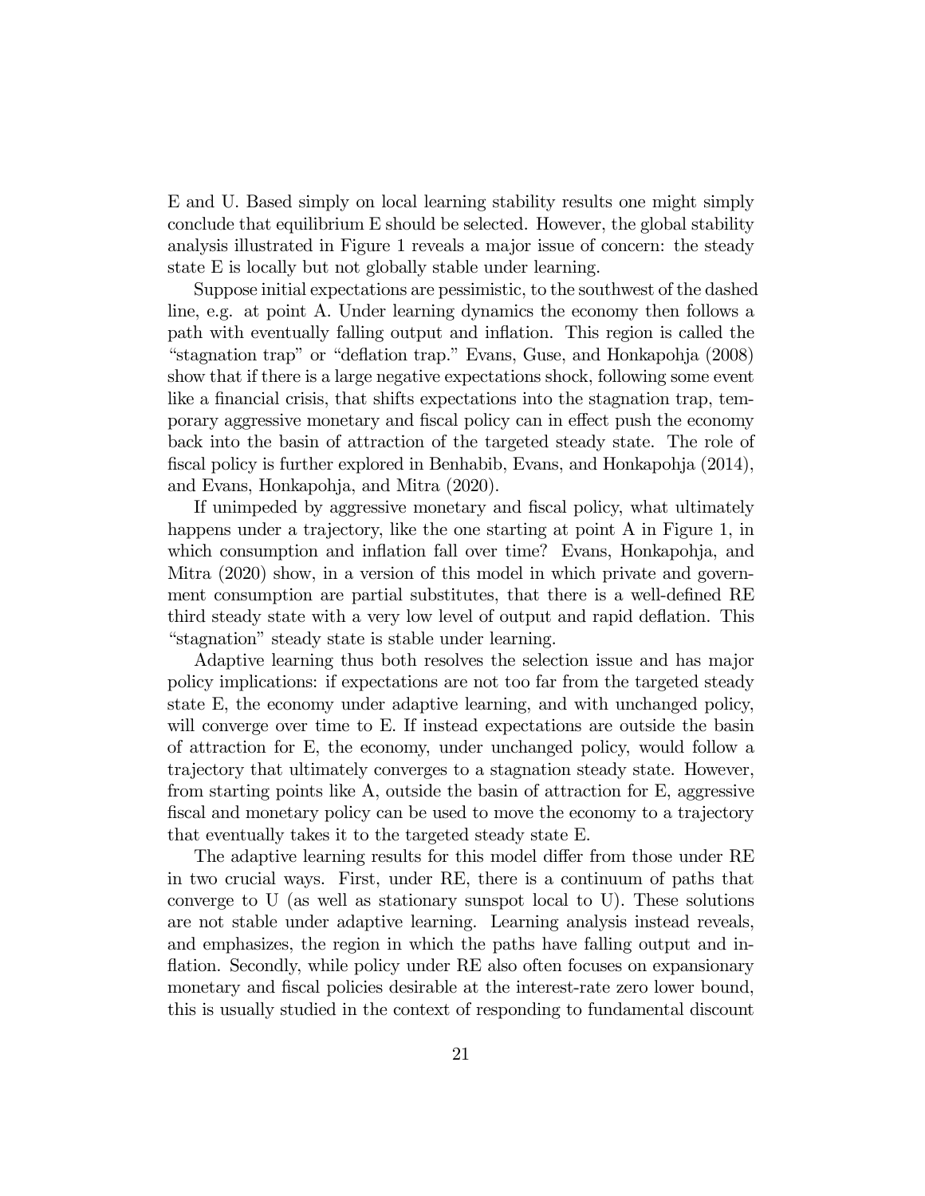E and U. Based simply on local learning stability results one might simply conclude that equilibrium E should be selected. However, the global stability analysis illustrated in Figure 1 reveals a major issue of concern: the steady state E is locally but not globally stable under learning.

Suppose initial expectations are pessimistic, to the southwest of the dashed line, e.g. at point A. Under learning dynamics the economy then follows a path with eventually falling output and inflation. This region is called the "stagnation trap" or "deflation trap." Evans, Guse, and Honkapohja (2008) show that if there is a large negative expectations shock, following some event like a financial crisis, that shifts expectations into the stagnation trap, temporary aggressive monetary and fiscal policy can in effect push the economy back into the basin of attraction of the targeted steady state. The role of fiscal policy is further explored in Benhabib, Evans, and Honkapohja (2014), and Evans, Honkapohja, and Mitra (2020).

If unimpeded by aggressive monetary and fiscal policy, what ultimately happens under a trajectory, like the one starting at point A in Figure 1, in which consumption and inflation fall over time? Evans, Honkapohja, and Mitra (2020) show, in a version of this model in which private and government consumption are partial substitutes, that there is a well-defined RE third steady state with a very low level of output and rapid deflation. This "stagnation" steady state is stable under learning.

Adaptive learning thus both resolves the selection issue and has major policy implications: if expectations are not too far from the targeted steady state E, the economy under adaptive learning, and with unchanged policy, will converge over time to E. If instead expectations are outside the basin of attraction for E, the economy, under unchanged policy, would follow a trajectory that ultimately converges to a stagnation steady state. However, from starting points like A, outside the basin of attraction for E, aggressive fiscal and monetary policy can be used to move the economy to a trajectory that eventually takes it to the targeted steady state E.

The adaptive learning results for this model differ from those under RE in two crucial ways. First, under RE, there is a continuum of paths that converge to U (as well as stationary sunspot local to U). These solutions are not stable under adaptive learning. Learning analysis instead reveals, and emphasizes, the region in which the paths have falling output and inflation. Secondly, while policy under RE also often focuses on expansionary monetary and fiscal policies desirable at the interest-rate zero lower bound, this is usually studied in the context of responding to fundamental discount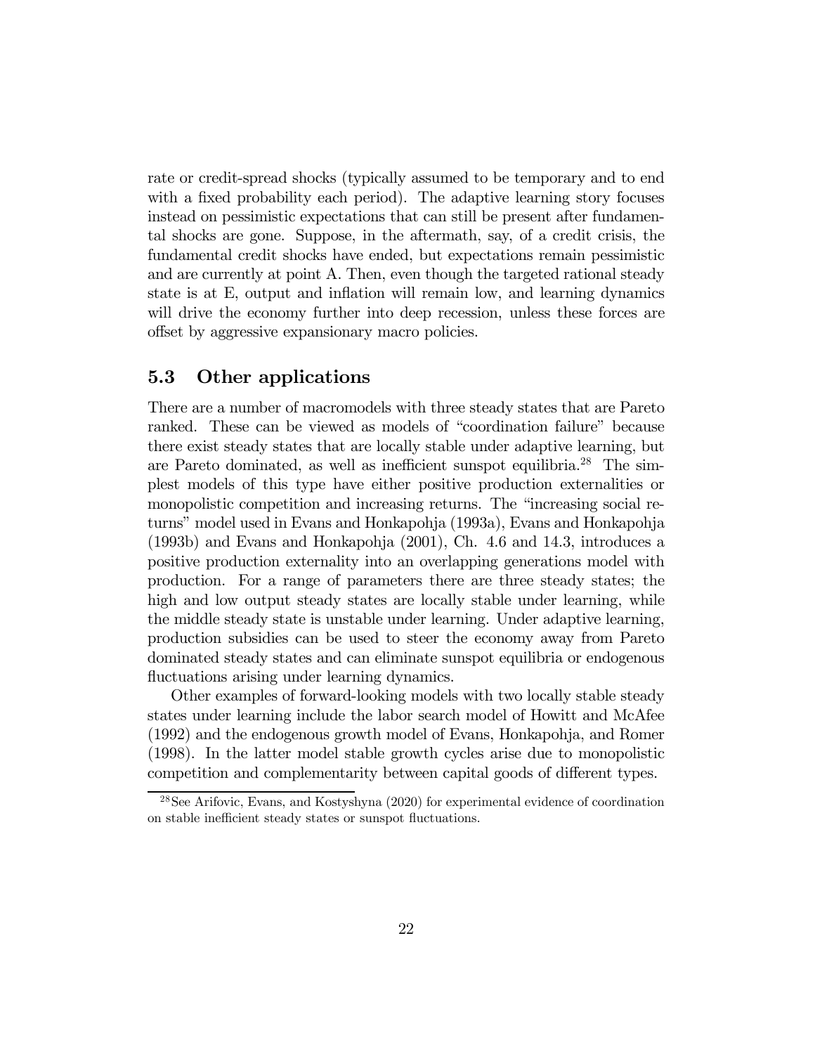rate or credit-spread shocks (typically assumed to be temporary and to end with a fixed probability each period). The adaptive learning story focuses instead on pessimistic expectations that can still be present after fundamental shocks are gone. Suppose, in the aftermath, say, of a credit crisis, the fundamental credit shocks have ended, but expectations remain pessimistic and are currently at point A. Then, even though the targeted rational steady state is at E, output and inflation will remain low, and learning dynamics will drive the economy further into deep recession, unless these forces are offset by aggressive expansionary macro policies.

## 5.3 Other applications

There are a number of macromodels with three steady states that are Pareto ranked. These can be viewed as models of "coordination failure" because there exist steady states that are locally stable under adaptive learning, but are Pareto dominated, as well as inefficient sunspot equilibria.[28] The simplest models of this type have either positive production externalities or monopolistic competition and increasing returns. The "increasing social returns" model used in Evans and Honkapohja (1993a), Evans and Honkapohja (1993b) and Evans and Honkapohja (2001), Ch. 4.6 and 14.3, introduces a positive production externality into an overlapping generations model with production. For a range of parameters there are three steady states; the high and low output steady states are locally stable under learning, while the middle steady state is unstable under learning. Under adaptive learning, production subsidies can be used to steer the economy away from Pareto dominated steady states and can eliminate sunspot equilibria or endogenous fluctuations arising under learning dynamics.

Other examples of forward-looking models with two locally stable steady states under learning include the labor search model of Howitt and McAfee (1992) and the endogenous growth model of Evans, Honkapohja, and Romer (1998). In the latter model stable growth cycles arise due to monopolistic competition and complementarity between capital goods of different types.

[28] See Arifovic, Evans, and Kostyshyna (2020) for experimental evidence of coordination on stable inefficient steady states or sunspot fluctuations.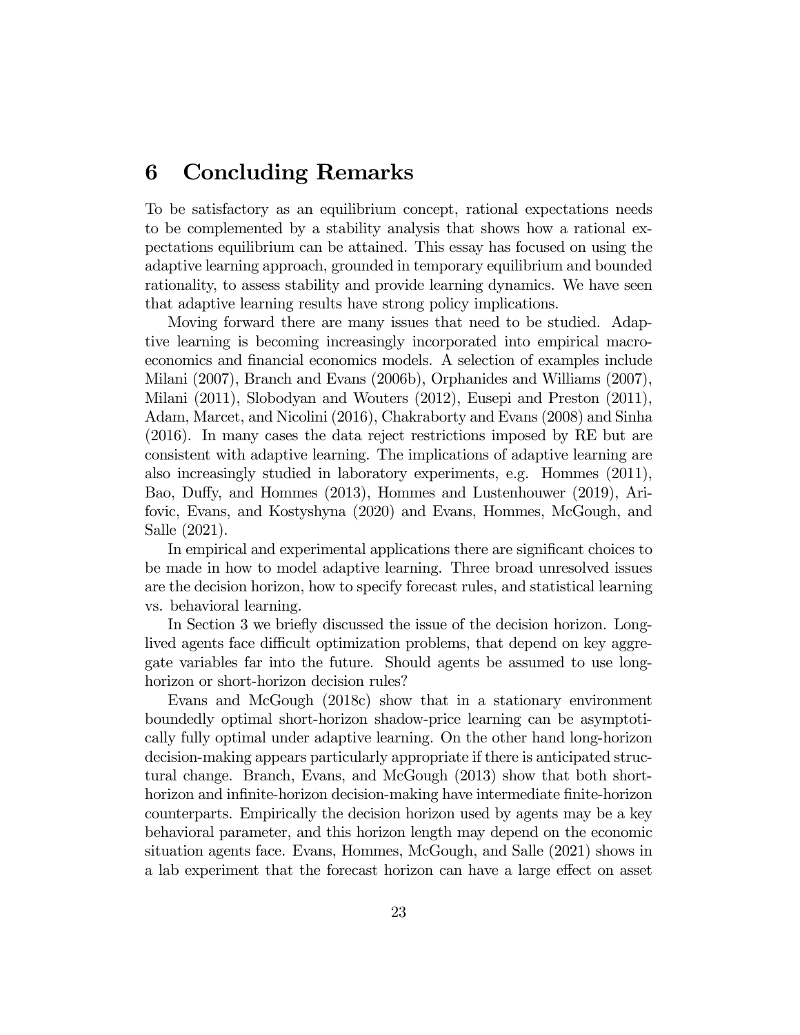# 6 Concluding Remarks

To be satisfactory as an equilibrium concept, rational expectations needs to be complemented by a stability analysis that shows how a rational expectations equilibrium can be attained. This essay has focused on using the adaptive learning approach, grounded in temporary equilibrium and bounded rationality, to assess stability and provide learning dynamics. We have seen that adaptive learning results have strong policy implications.

Moving forward there are many issues that need to be studied. Adaptive learning is becoming increasingly incorporated into empirical macroeconomics and financial economics models. A selection of examples include Milani (2007), Branch and Evans (2006b), Orphanides and Williams (2007), Milani (2011), Slobodyan and Wouters (2012), Eusepi and Preston (2011), Adam, Marcet, and Nicolini (2016), Chakraborty and Evans (2008) and Sinha (2016). In many cases the data reject restrictions imposed by RE but are consistent with adaptive learning. The implications of adaptive learning are also increasingly studied in laboratory experiments, e.g. Hommes (2011), Bao, Duffy, and Hommes (2013), Hommes and Lustenhouwer (2019), Arifovic, Evans, and Kostyshyna (2020) and Evans, Hommes, McGough, and Salle (2021).

In empirical and experimental applications there are significant choices to be made in how to model adaptive learning. Three broad unresolved issues are the decision horizon, how to specify forecast rules, and statistical learning vs. behavioral learning.

In Section 3 we briefly discussed the issue of the decision horizon. Long-lived agents face difficult optimization problems, that depend on key aggregate variables far into the future. Should agents be assumed to use long-horizon or short-horizon decision rules?

Evans and McGough (2018c) show that in a stationary environment boundedly optimal short-horizon shadow-price learning can be asymptotically fully optimal under adaptive learning. On the other hand long-horizon decision-making appears particularly appropriate if there is anticipated structural change. Branch, Evans, and McGough (2013) show that both short-horizon and infinite-horizon decision-making have intermediate finite-horizon counterparts. Empirically the decision horizon used by agents may be a key behavioral parameter, and this horizon length may depend on the economic situation agents face. Evans, Hommes, McGough, and Salle (2021) shows in a lab experiment that the forecast horizon can have a large effect on asset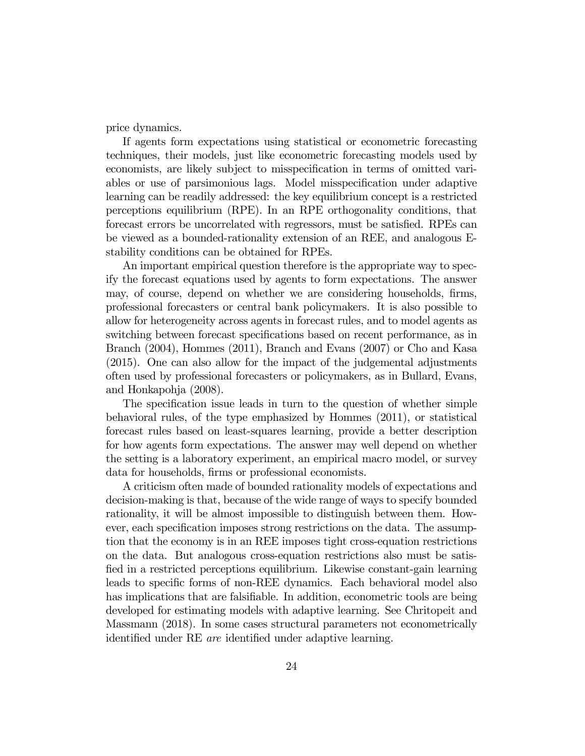price dynamics.

If agents form expectations using statistical or econometric forecasting techniques, their models, just like econometric forecasting models used by economists, are likely subject to misspecification in terms of omitted variables or use of parsimonious lags. Model misspecification under adaptive learning can be readily addressed: the key equilibrium concept is a restricted perceptions equilibrium (RPE). In an RPE orthogonality conditions, that forecast errors be uncorrelated with regressors, must be satisfied. RPEs can be viewed as a bounded-rationality extension of an REE, and analogous E-stability conditions can be obtained for RPEs.

An important empirical question therefore is the appropriate way to specify the forecast equations used by agents to form expectations. The answer may, of course, depend on whether we are considering households, firms, professional forecasters or central bank policymakers. It is also possible to allow for heterogeneity across agents in forecast rules, and to model agents as switching between forecast specifications based on recent performance, as in Branch (2004), Hommes (2011), Branch and Evans (2007) or Cho and Kasa (2015). One can also allow for the impact of the judgemental adjustments often used by professional forecasters or policymakers, as in Bullard, Evans, and Honkapohja (2008).

The specification issue leads in turn to the question of whether simple behavioral rules, of the type emphasized by Hommes (2011), or statistical forecast rules based on least-squares learning, provide a better description for how agents form expectations. The answer may well depend on whether the setting is a laboratory experiment, an empirical macro model, or survey data for households, firms or professional economists.

A criticism often made of bounded rationality models of expectations and decision-making is that, because of the wide range of ways to specify bounded rationality, it will be almost impossible to distinguish between them. However, each specification imposes strong restrictions on the data. The assumption that the economy is in an REE imposes tight cross-equation restrictions on the data. But analogous cross-equation restrictions also must be satisfied in a restricted perceptions equilibrium. Likewise constant-gain learning leads to specific forms of non-REE dynamics. Each behavioral model also has implications that are falsifiable. In addition, econometric tools are being developed for estimating models with adaptive learning. See Chritopeit and Massmann (2018). In some cases structural parameters not econometrically identified under RE *are* identified under adaptive learning.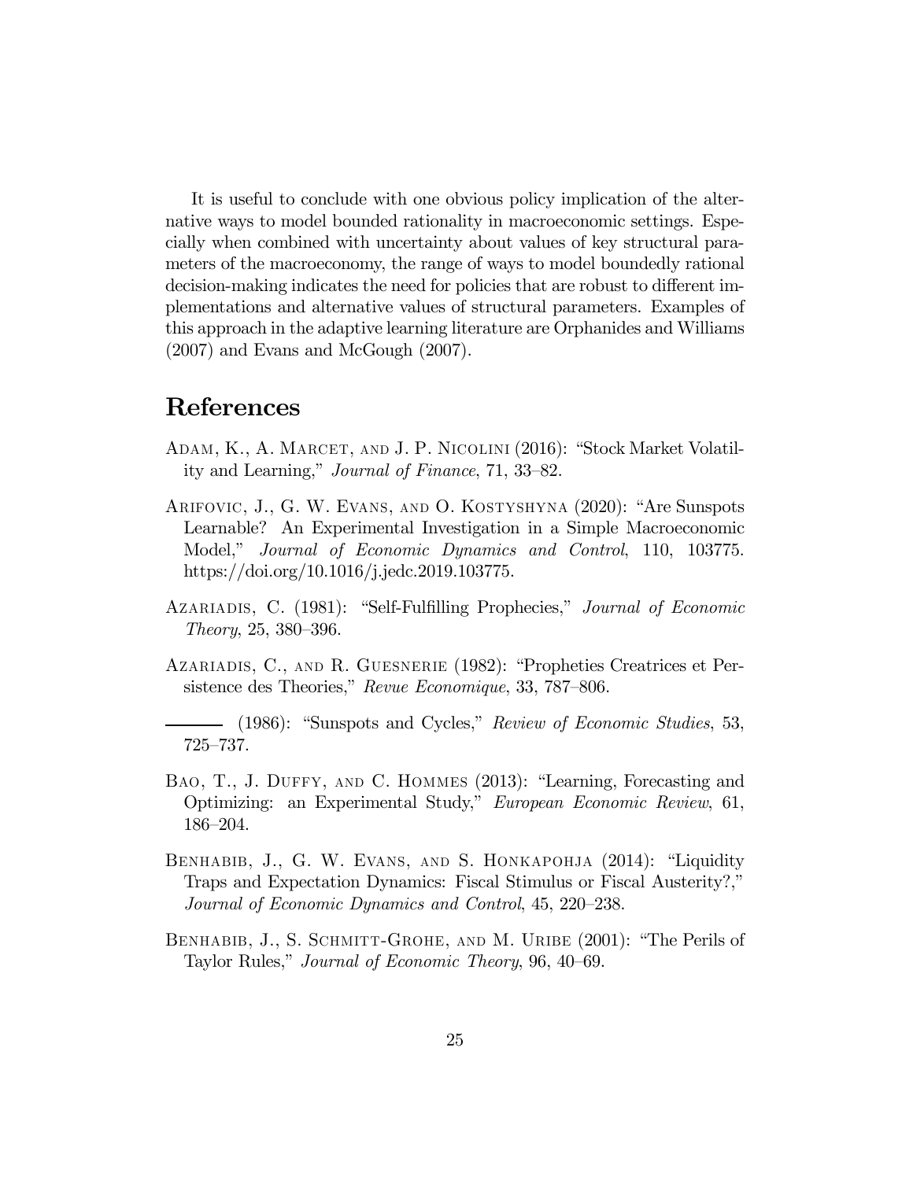It is useful to conclude with one obvious policy implication of the alternative ways to model bounded rationality in macroeconomic settings. Especially when combined with uncertainty about values of key structural parameters of the macroeconomy, the range of ways to model boundedly rational decision-making indicates the need for policies that are robust to different implementations and alternative values of structural parameters. Examples of this approach in the adaptive learning literature are Orphanides and Williams (2007) and Evans and McGough (2007).

# References

Adam, K., A. Marcet, and J. P. Nicolini (2016): "Stock Market Volatility and Learning," *Journal of Finance*, 71, 33–82.

Arifovic, J., G. W. Evans, and O. Kostyshyna (2020): "Are Sunspots Learnable? An Experimental Investigation in a Simple Macroeconomic Model," *Journal of Economic Dynamics and Control*, 110, 103775. https://doi.org/10.1016/j.jedc.2019.103775.

Azariadis, C. (1981): "Self-Fulfilling Prophecies," *Journal of Economic Theory*, 25, 380–396.

Azariadis, C., and R. Guesnerie (1982): "Propheties Creatrices et Persistence des Theories," *Revue Economique*, 33, 787–806.

——— (1986): "Sunspots and Cycles," *Review of Economic Studies*, 53, 725–737.

Bao, T., J. Duffy, and C. Hommes (2013): "Learning, Forecasting and Optimizing: an Experimental Study," *European Economic Review*, 61, 186–204.

Benhabib, J., G. W. Evans, and S. Honkapohja (2014): "Liquidity Traps and Expectation Dynamics: Fiscal Stimulus or Fiscal Austerity?," *Journal of Economic Dynamics and Control*, 45, 220–238.

Benhabib, J., S. Schmitt-Grohe, and M. Uribe (2001): "The Perils of Taylor Rules," *Journal of Economic Theory*, 96, 40–69.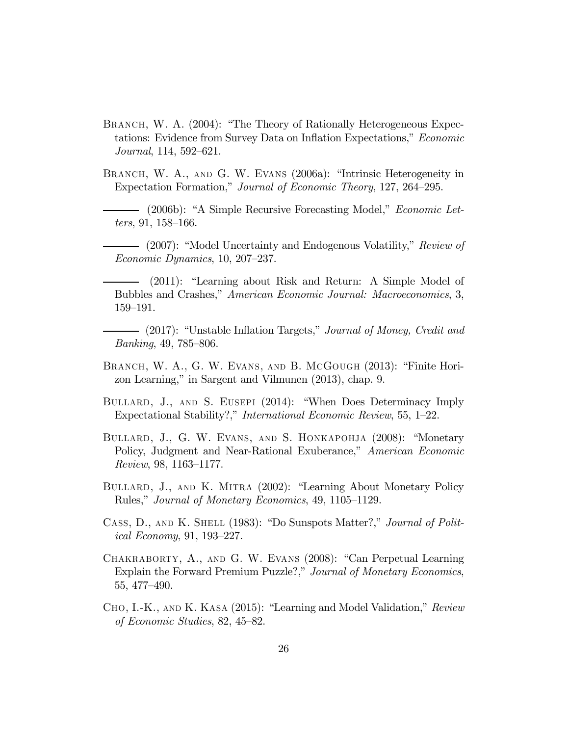Branch, W. A. (2004): "The Theory of Rationally Heterogeneous Expectations: Evidence from Survey Data on Inflation Expectations," *Economic Journal*, 114, 592–621.

Branch, W. A., and G. W. Evans (2006a): "Intrinsic Heterogeneity in Expectation Formation," *Journal of Economic Theory*, 127, 264–295.

——— (2006b): "A Simple Recursive Forecasting Model," *Economic Letters*, 91, 158–166.

——— (2007): "Model Uncertainty and Endogenous Volatility," *Review of Economic Dynamics*, 10, 207–237.

——— (2011): "Learning about Risk and Return: A Simple Model of Bubbles and Crashes," *American Economic Journal: Macroeconomics*, 3, 159–191.

——— (2017): "Unstable Inflation Targets," *Journal of Money, Credit and Banking*, 49, 785–806.

Branch, W. A., G. W. Evans, and B. McGough (2013): "Finite Horizon Learning," in Sargent and Vilmunen (2013), chap. 9.

Bullard, J., and S. Eusepi (2014): "When Does Determinacy Imply Expectational Stability?," *International Economic Review*, 55, 1–22.

Bullard, J., G. W. Evans, and S. Honkapohja (2008): "Monetary Policy, Judgment and Near-Rational Exuberance," *American Economic Review*, 98, 1163–1177.

Bullard, J., and K. Mitra (2002): "Learning About Monetary Policy Rules," *Journal of Monetary Economics*, 49, 1105–1129.

Cass, D., and K. Shell (1983): "Do Sunspots Matter?," *Journal of Political Economy*, 91, 193–227.

Chakraborty, A., and G. W. Evans (2008): "Can Perpetual Learning Explain the Forward Premium Puzzle?," *Journal of Monetary Economics*, 55, 477–490.

Cho, I.-K., and K. Kasa (2015): "Learning and Model Validation," *Review of Economic Studies*, 82, 45–82.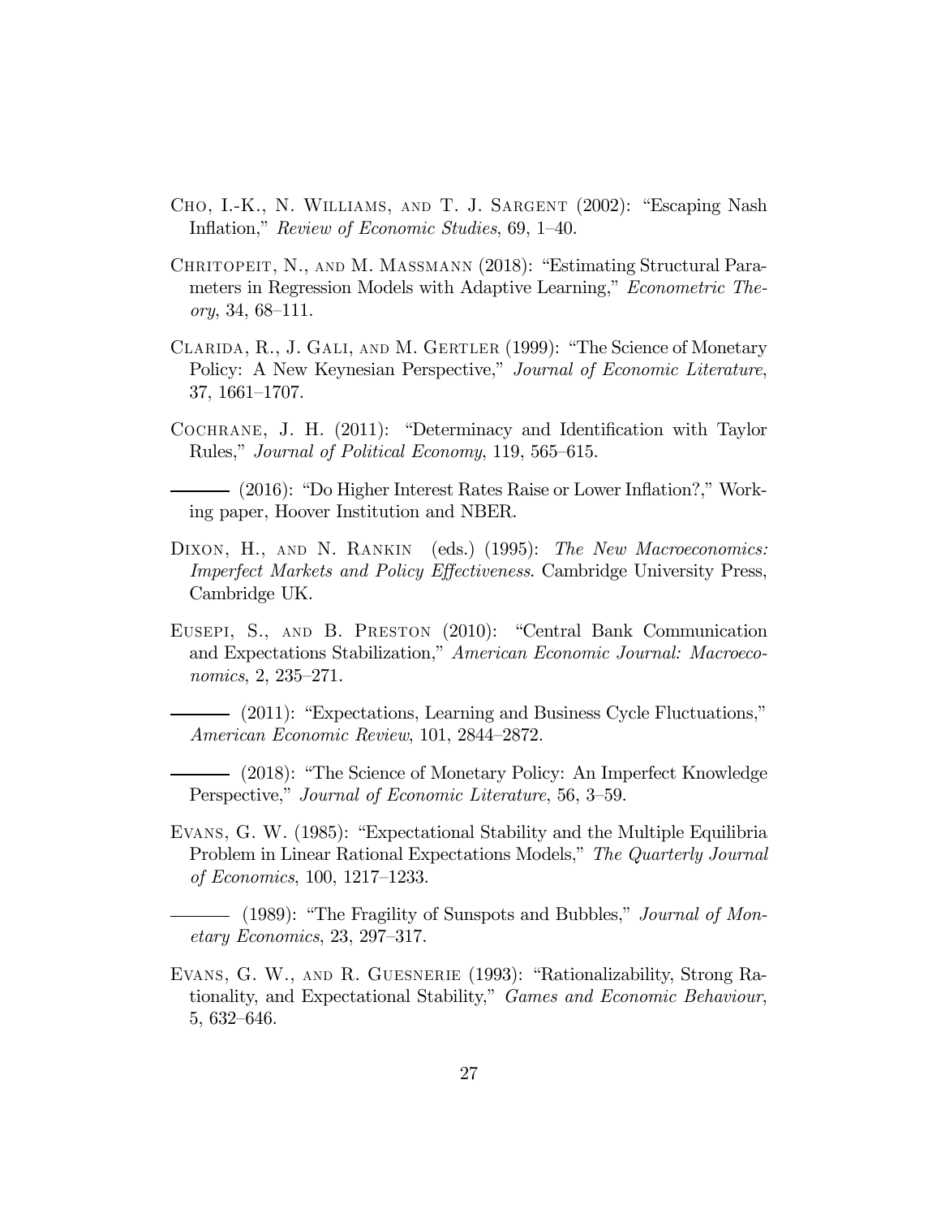Cho, I.-K., N. Williams, and T. J. Sargent (2002): "Escaping Nash Inflation," *Review of Economic Studies*, 69, 1–40.

Chritopeit, N., and M. Massmann (2018): "Estimating Structural Parameters in Regression Models with Adaptive Learning," *Econometric Theory*, 34, 68–111.

Clarida, R., J. Gali, and M. Gertler (1999): "The Science of Monetary Policy: A New Keynesian Perspective," *Journal of Economic Literature*, 37, 1661–1707.

Cochrane, J. H. (2011): "Determinacy and Identification with Taylor Rules," *Journal of Political Economy*, 119, 565–615.

——— (2016): "Do Higher Interest Rates Raise or Lower Inflation?," Working paper, Hoover Institution and NBER.

Dixon, H., and N. Rankin (eds.) (1995): *The New Macroeconomics: Imperfect Markets and Policy Effectiveness*. Cambridge University Press, Cambridge UK.

Eusepi, S., and B. Preston (2010): "Central Bank Communication and Expectations Stabilization," *American Economic Journal: Macroeconomics*, 2, 235–271.

——— (2011): "Expectations, Learning and Business Cycle Fluctuations," *American Economic Review*, 101, 2844–2872.

——— (2018): "The Science of Monetary Policy: An Imperfect Knowledge Perspective," *Journal of Economic Literature*, 56, 3–59.

Evans, G. W. (1985): "Expectational Stability and the Multiple Equilibria Problem in Linear Rational Expectations Models," *The Quarterly Journal of Economics*, 100, 1217–1233.

——— (1989): "The Fragility of Sunspots and Bubbles," *Journal of Monetary Economics*, 23, 297–317.

Evans, G. W., and R. Guesnerie (1993): "Rationalizability, Strong Rationality, and Expectational Stability," *Games and Economic Behaviour*, 5, 632–646.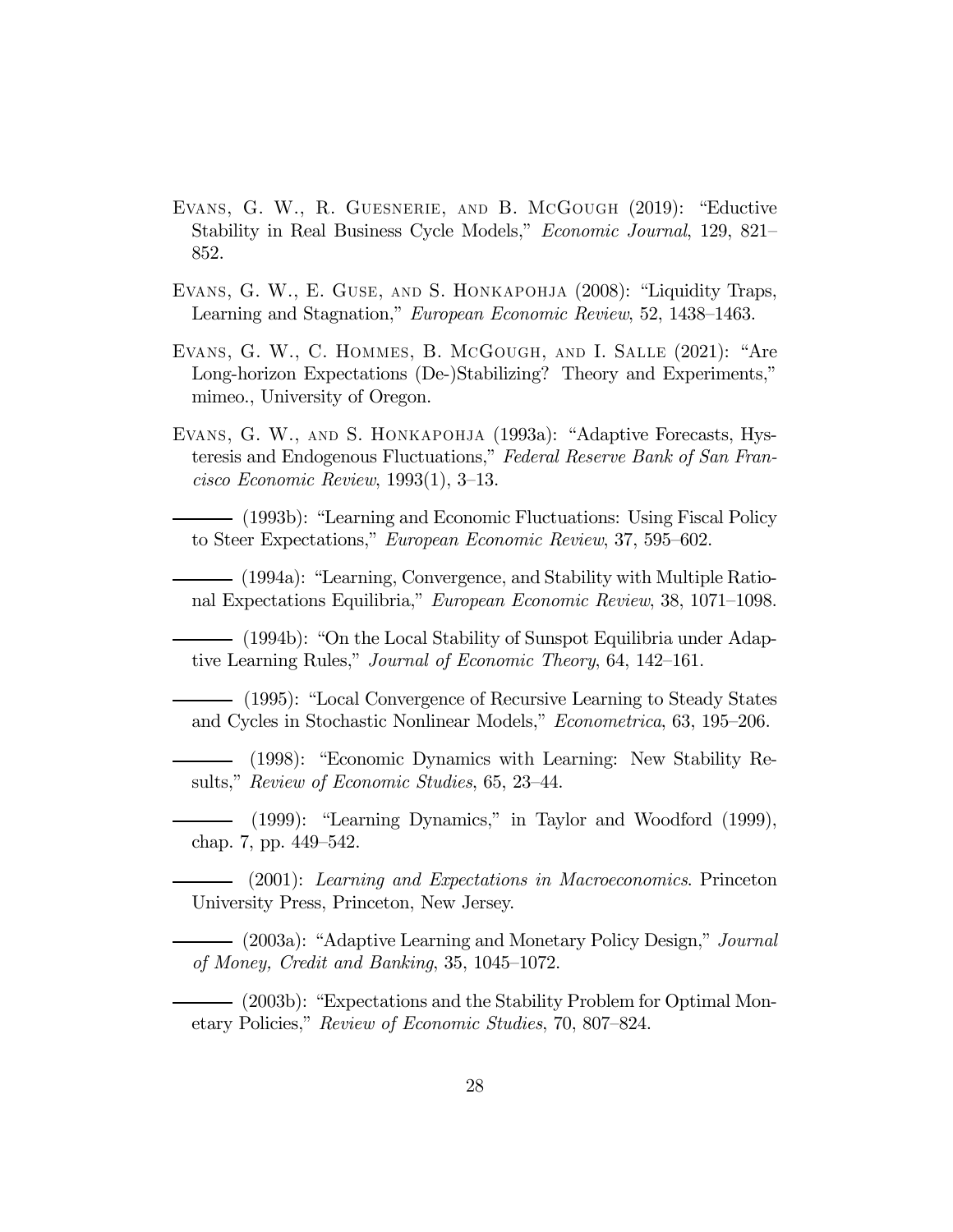Evans, G. W., R. Guesnerie, and B. McGough (2019): "Eductive Stability in Real Business Cycle Models," *Economic Journal*, 129, 821–852.

Evans, G. W., E. Guse, and S. Honkapohja (2008): "Liquidity Traps, Learning and Stagnation," *European Economic Review*, 52, 1438–1463.

Evans, G. W., C. Hommes, B. McGough, and I. Salle (2021): "Are Long-horizon Expectations (De-)Stabilizing? Theory and Experiments," mimeo., University of Oregon.

Evans, G. W., and S. Honkapohja (1993a): "Adaptive Forecasts, Hysteresis and Endogenous Fluctuations," *Federal Reserve Bank of San Francisco Economic Review*, 1993(1), 3–13.

——— (1993b): "Learning and Economic Fluctuations: Using Fiscal Policy to Steer Expectations," *European Economic Review*, 37, 595–602.

——— (1994a): "Learning, Convergence, and Stability with Multiple Rational Expectations Equilibria," *European Economic Review*, 38, 1071–1098.

——— (1994b): "On the Local Stability of Sunspot Equilibria under Adaptive Learning Rules," *Journal of Economic Theory*, 64, 142–161.

——— (1995): "Local Convergence of Recursive Learning to Steady States and Cycles in Stochastic Nonlinear Models," *Econometrica*, 63, 195–206.

——— (1998): "Economic Dynamics with Learning: New Stability Results," *Review of Economic Studies*, 65, 23–44.

——— (1999): "Learning Dynamics," in Taylor and Woodford (1999), chap. 7, pp. 449–542.

——— (2001): *Learning and Expectations in Macroeconomics*. Princeton University Press, Princeton, New Jersey.

——— (2003a): "Adaptive Learning and Monetary Policy Design," *Journal of Money, Credit and Banking*, 35, 1045–1072.

——— (2003b): "Expectations and the Stability Problem for Optimal Monetary Policies," *Review of Economic Studies*, 70, 807–824.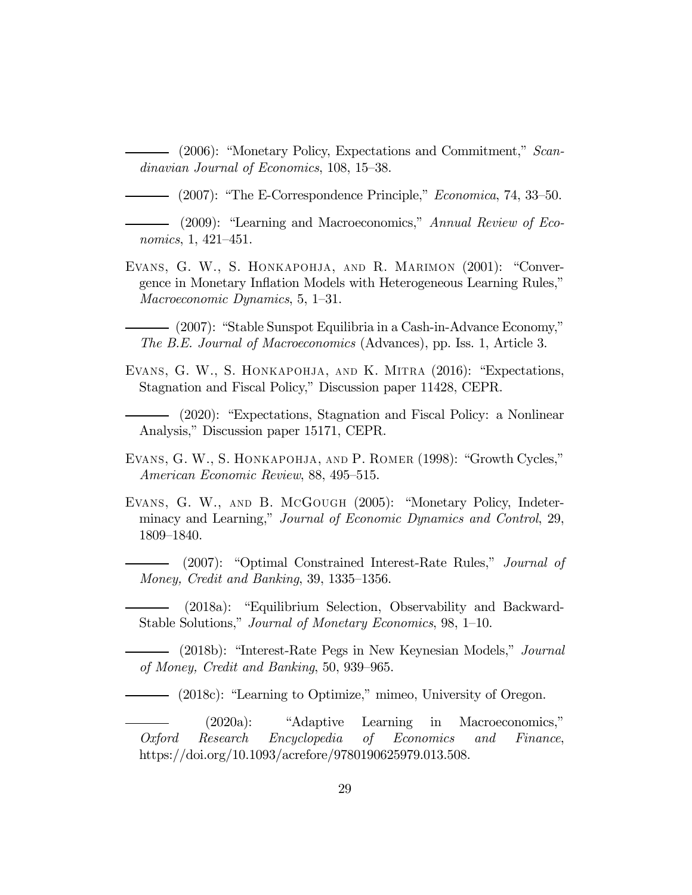——— (2006): "Monetary Policy, Expectations and Commitment," *Scandinavian Journal of Economics*, 108, 15–38.

——— (2007): "The E-Correspondence Principle," *Economica*, 74, 33–50.

——— (2009): "Learning and Macroeconomics," *Annual Review of Economics*, 1, 421–451.

Evans, G. W., S. Honkapohja, and R. Marimon (2001): "Convergence in Monetary Inflation Models with Heterogeneous Learning Rules," *Macroeconomic Dynamics*, 5, 1–31.

——— (2007): "Stable Sunspot Equilibria in a Cash-in-Advance Economy," *The B.E. Journal of Macroeconomics* (Advances), pp. Iss. 1, Article 3.

Evans, G. W., S. Honkapohja, and K. Mitra (2016): "Expectations, Stagnation and Fiscal Policy," Discussion paper 11428, CEPR.

——— (2020): "Expectations, Stagnation and Fiscal Policy: a Nonlinear Analysis," Discussion paper 15171, CEPR.

Evans, G. W., S. Honkapohja, and P. Romer (1998): "Growth Cycles," *American Economic Review*, 88, 495–515.

Evans, G. W., and B. McGough (2005): "Monetary Policy, Indeterminacy and Learning," *Journal of Economic Dynamics and Control*, 29, 1809–1840.

——— (2007): "Optimal Constrained Interest-Rate Rules," *Journal of Money, Credit and Banking*, 39, 1335–1356.

——— (2018a): "Equilibrium Selection, Observability and Backward-Stable Solutions," *Journal of Monetary Economics*, 98, 1–10.

——— (2018b): "Interest-Rate Pegs in New Keynesian Models," *Journal of Money, Credit and Banking*, 50, 939–965.

——— (2018c): "Learning to Optimize," mimeo, University of Oregon.

——— (2020a): "Adaptive Learning in Macroeconomics," *Oxford Research Encyclopedia of Economics and Finance*, https://doi.org/10.1093/acrefore/9780190625979.013.508.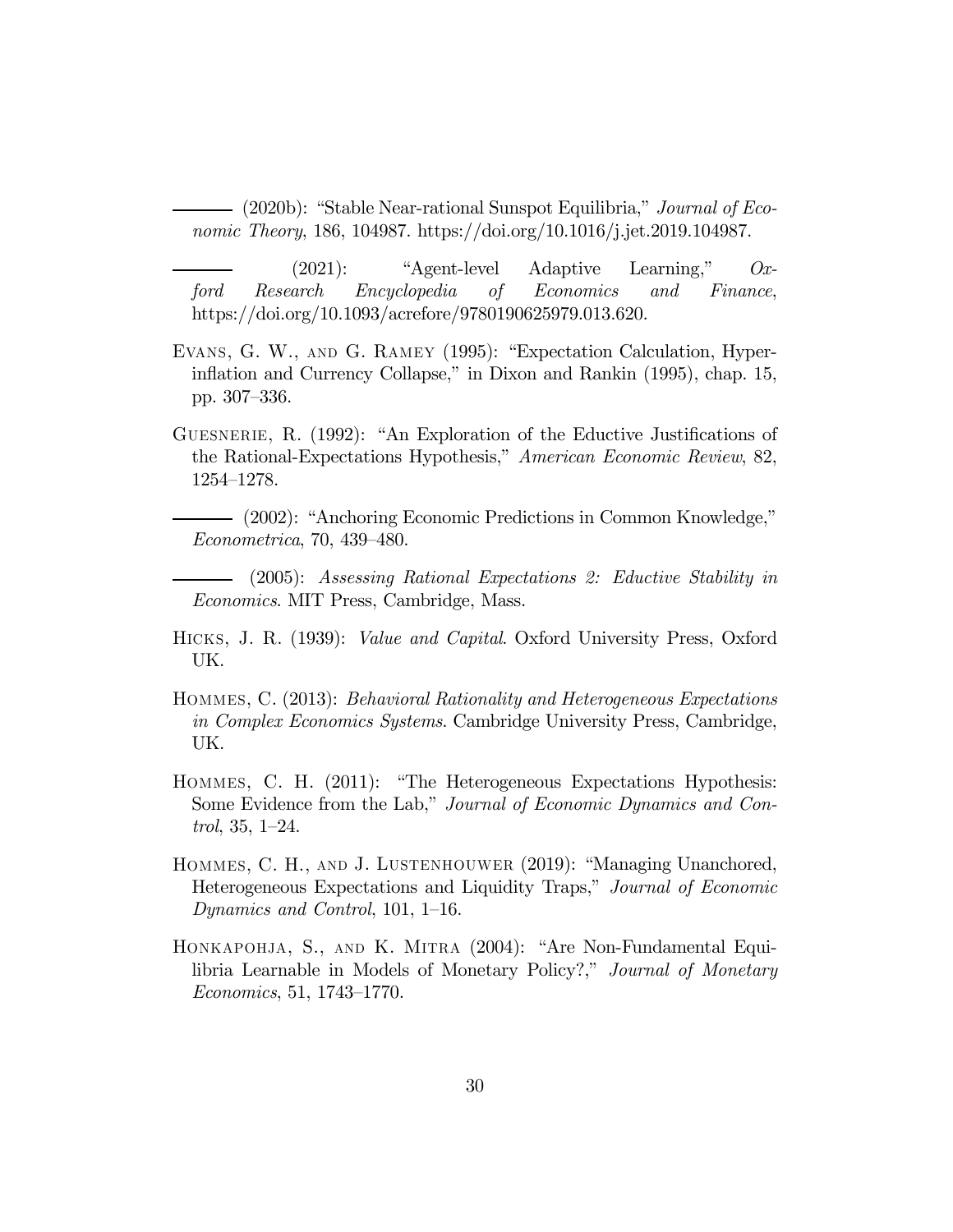——— (2020b): "Stable Near-rational Sunspot Equilibria," *Journal of Economic Theory*, 186, 104987. https://doi.org/10.1016/j.jet.2019.104987.

——— (2021): "Agent-level Adaptive Learning," *Oxford Research Encyclopedia of Economics and Finance*, https://doi.org/10.1093/acrefore/9780190625979.013.620.

Evans, G. W., and G. Ramey (1995): "Expectation Calculation, Hyperinflation and Currency Collapse," in Dixon and Rankin (1995), chap. 15, pp. 307–336.

Guesnerie, R. (1992): "An Exploration of the Eductive Justifications of the Rational-Expectations Hypothesis," *American Economic Review*, 82, 1254–1278.

——— (2002): "Anchoring Economic Predictions in Common Knowledge," *Econometrica*, 70, 439–480.

——— (2005): *Assessing Rational Expectations 2: Eductive Stability in Economics*. MIT Press, Cambridge, Mass.

Hicks, J. R. (1939): *Value and Capital*. Oxford University Press, Oxford UK.

Hommes, C. (2013): *Behavioral Rationality and Heterogeneous Expectations in Complex Economics Systems*. Cambridge University Press, Cambridge, UK.

Hommes, C. H. (2011): "The Heterogeneous Expectations Hypothesis: Some Evidence from the Lab," *Journal of Economic Dynamics and Control*, 35, 1–24.

Hommes, C. H., and J. Lustenhouwer (2019): "Managing Unanchored, Heterogeneous Expectations and Liquidity Traps," *Journal of Economic Dynamics and Control*, 101, 1–16.

Honkapohja, S., and K. Mitra (2004): "Are Non-Fundamental Equilibria Learnable in Models of Monetary Policy?," *Journal of Monetary Economics*, 51, 1743–1770.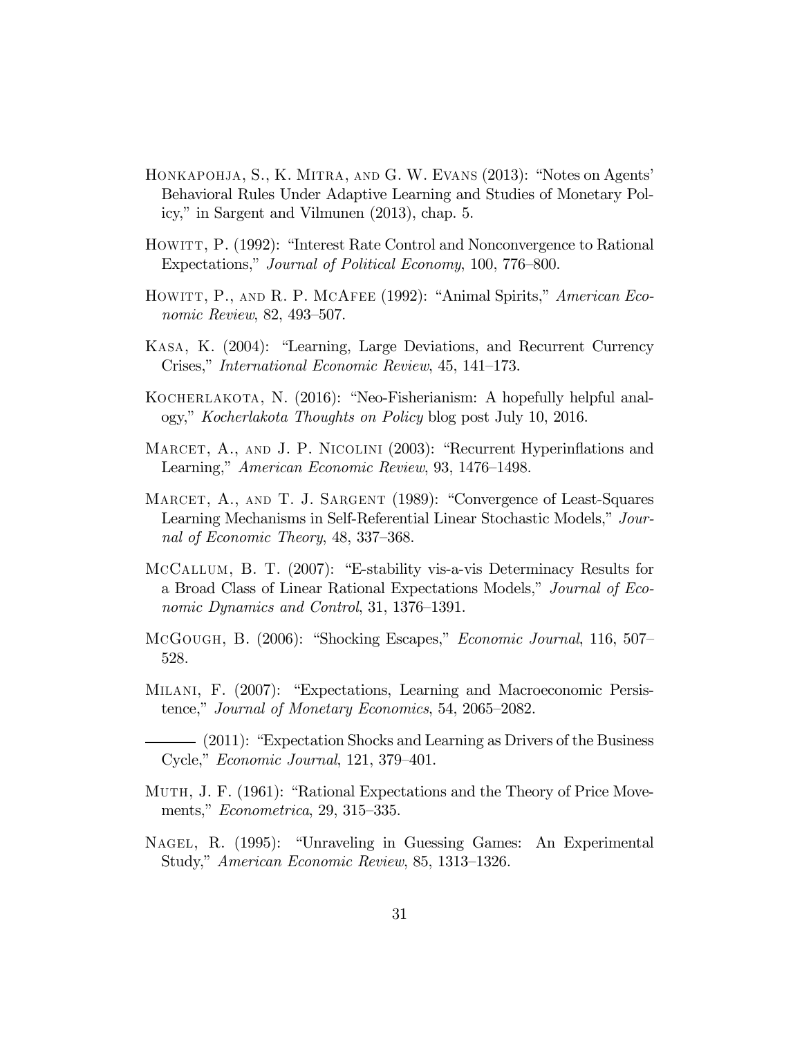Honkapohja, S., K. Mitra, and G. W. Evans (2013): "Notes on Agents' Behavioral Rules Under Adaptive Learning and Studies of Monetary Policy," in Sargent and Vilmunen (2013), chap. 5.

Howitt, P. (1992): "Interest Rate Control and Nonconvergence to Rational Expectations," *Journal of Political Economy*, 100, 776–800.

Howitt, P., and R. P. McAfee (1992): "Animal Spirits," *American Economic Review*, 82, 493–507.

Kasa, K. (2004): "Learning, Large Deviations, and Recurrent Currency Crises," *International Economic Review*, 45, 141–173.

Kocherlakota, N. (2016): "Neo-Fisherianism: A hopefully helpful analogy," *Kocherlakota Thoughts on Policy* blog post July 10, 2016.

Marcet, A., and J. P. Nicolini (2003): "Recurrent Hyperinflations and Learning," *American Economic Review*, 93, 1476–1498.

Marcet, A., and T. J. Sargent (1989): "Convergence of Least-Squares Learning Mechanisms in Self-Referential Linear Stochastic Models," *Journal of Economic Theory*, 48, 337–368.

McCallum, B. T. (2007): "E-stability vis-a-vis Determinacy Results for a Broad Class of Linear Rational Expectations Models," *Journal of Economic Dynamics and Control*, 31, 1376–1391.

McGough, B. (2006): "Shocking Escapes," *Economic Journal*, 116, 507–528.

Milani, F. (2007): "Expectations, Learning and Macroeconomic Persistence," *Journal of Monetary Economics*, 54, 2065–2082.

——— (2011): "Expectation Shocks and Learning as Drivers of the Business Cycle," *Economic Journal*, 121, 379–401.

Muth, J. F. (1961): "Rational Expectations and the Theory of Price Movements," *Econometrica*, 29, 315–335.

Nagel, R. (1995): "Unraveling in Guessing Games: An Experimental Study," *American Economic Review*, 85, 1313–1326.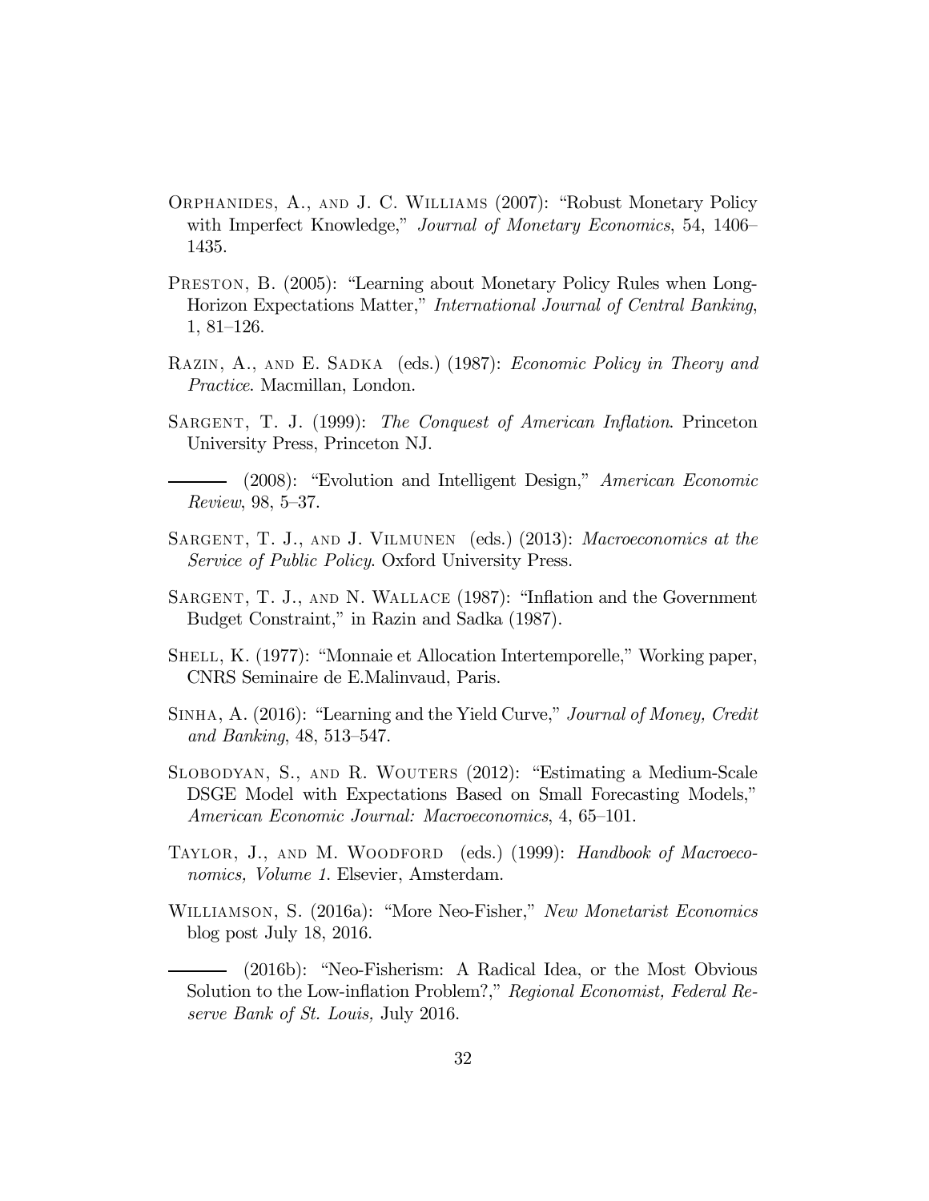Orphanides, A., and J. C. Williams (2007): "Robust Monetary Policy with Imperfect Knowledge," *Journal of Monetary Economics*, 54, 1406–1435.

Preston, B. (2005): "Learning about Monetary Policy Rules when Long-Horizon Expectations Matter," *International Journal of Central Banking*, 1, 81–126.

Razin, A., and E. Sadka (eds.) (1987): *Economic Policy in Theory and Practice*. Macmillan, London.

Sargent, T. J. (1999): *The Conquest of American Inflation*. Princeton University Press, Princeton NJ.

——— (2008): "Evolution and Intelligent Design," *American Economic Review*, 98, 5–37.

Sargent, T. J., and J. Vilmunen (eds.) (2013): *Macroeconomics at the Service of Public Policy*. Oxford University Press.

Sargent, T. J., and N. Wallace (1987): "Inflation and the Government Budget Constraint," in Razin and Sadka (1987).

Shell, K. (1977): "Monnaie et Allocation Intertemporelle," Working paper, CNRS Seminaire de E.Malinvaud, Paris.

Sinha, A. (2016): "Learning and the Yield Curve," *Journal of Money, Credit and Banking*, 48, 513–547.

Slobodyan, S., and R. Wouters (2012): "Estimating a Medium-Scale DSGE Model with Expectations Based on Small Forecasting Models," *American Economic Journal: Macroeconomics*, 4, 65–101.

Taylor, J., and M. Woodford (eds.) (1999): *Handbook of Macroeconomics, Volume 1*. Elsevier, Amsterdam.

Williamson, S. (2016a): "More Neo-Fisher," *New Monetarist Economics* blog post July 18, 2016.

——— (2016b): "Neo-Fisherism: A Radical Idea, or the Most Obvious Solution to the Low-inflation Problem?," *Regional Economist, Federal Reserve Bank of St. Louis,* July 2016.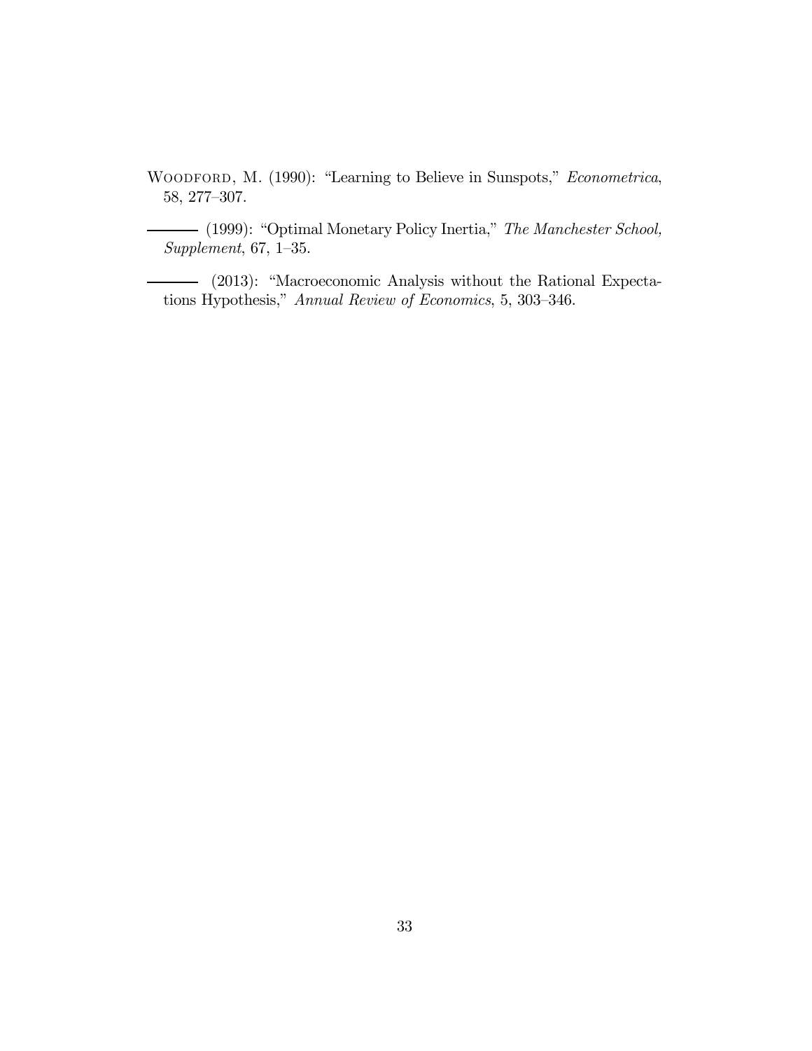Woodford, M. (1990): "Learning to Believe in Sunspots," *Econometrica*, 58, 277–307.

——— (1999): "Optimal Monetary Policy Inertia," *The Manchester School, Supplement*, 67, 1–35.

——— (2013): "Macroeconomic Analysis without the Rational Expectations Hypothesis," *Annual Review of Economics*, 5, 303–346.